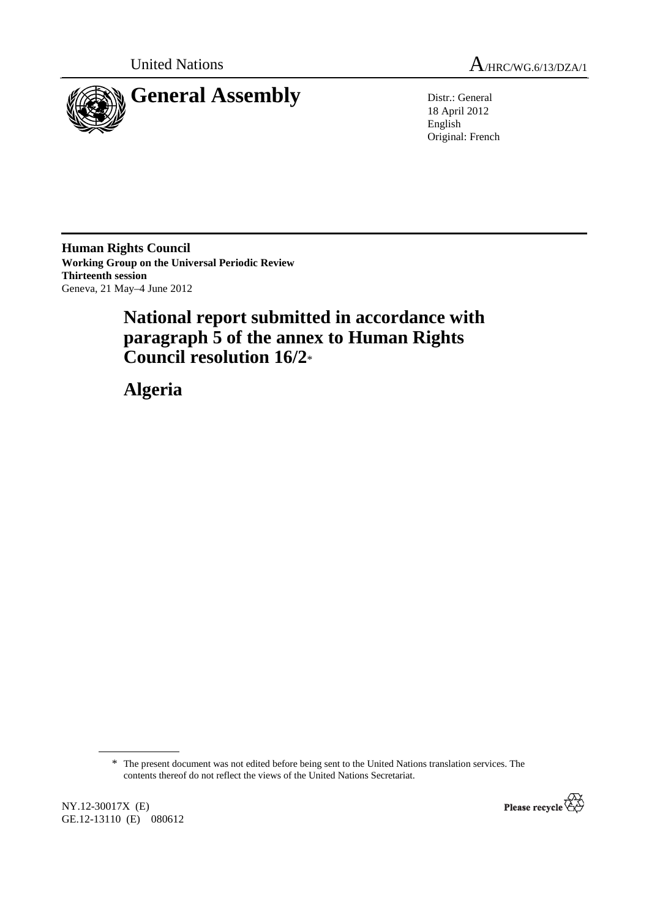United Nations A/HRC/WG.6/13/DZA/1

# General Assembly

Distr.: General
18 April 2012
English
Original: French

**Human Rights Council**
**Working Group on the Universal Periodic Review**
**Thirteenth session**
Geneva, 21 May–4 June 2012

# National report submitted in accordance with paragraph 5 of the annex to Human Rights Council resolution 16/2*

# Algeria

\* The present document was not edited before being sent to the United Nations translation services. The contents thereof do not reflect the views of the United Nations Secretariat.

NY.12-30017X (E)
GE.12-13110 (E) 080612

Please recycle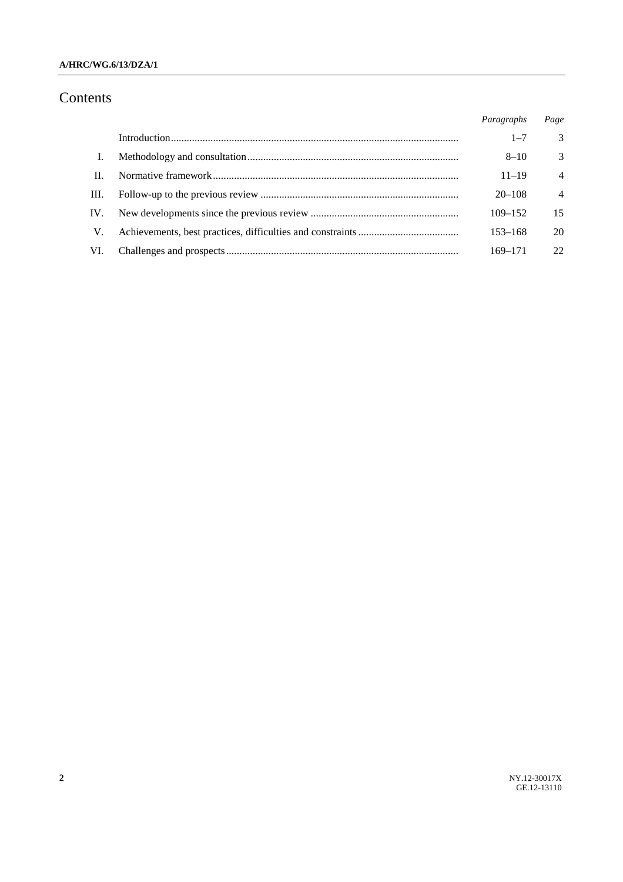# Contents

| | | *Paragraphs* | *Page* |
|---|---|---|---|
| | Introduction | 1–7 | 3 |
| I. | Methodology and consultation | 8–10 | 3 |
| II. | Normative framework | 11–19 | 4 |
| III. | Follow-up to the previous review | 20–108 | 4 |
| IV. | New developments since the previous review | 109–152 | 15 |
| V. | Achievements, best practices, difficulties and constraints | 153–168 | 20 |
| VI. | Challenges and prospects | 169–171 | 22 |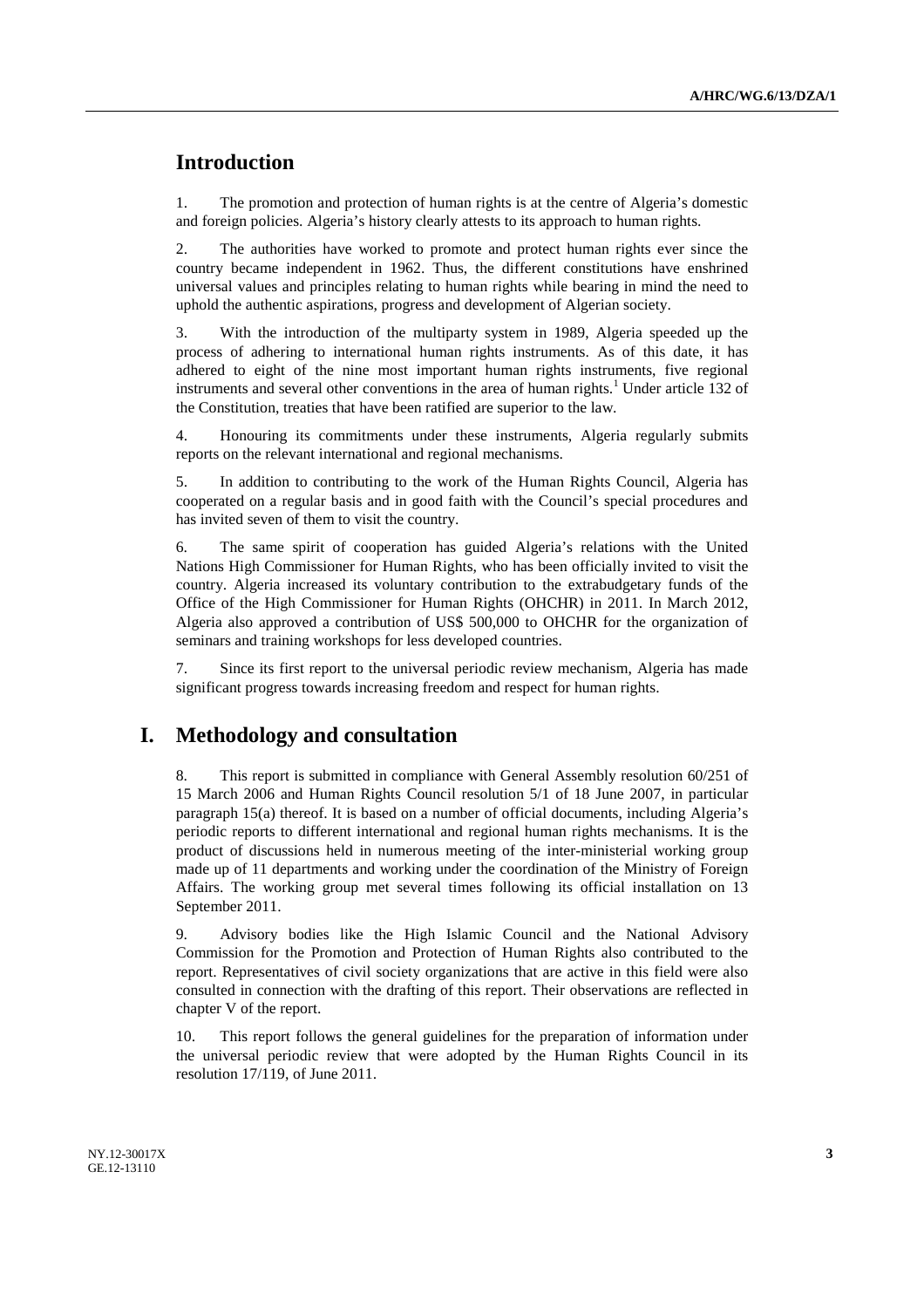# Introduction

1. The promotion and protection of human rights is at the centre of Algeria's domestic and foreign policies. Algeria's history clearly attests to its approach to human rights.

2. The authorities have worked to promote and protect human rights ever since the country became independent in 1962. Thus, the different constitutions have enshrined universal values and principles relating to human rights while bearing in mind the need to uphold the authentic aspirations, progress and development of Algerian society.

3. With the introduction of the multiparty system in 1989, Algeria speeded up the process of adhering to international human rights instruments. As of this date, it has adhered to eight of the nine most important human rights instruments, five regional instruments and several other conventions in the area of human rights.[1] Under article 132 of the Constitution, treaties that have been ratified are superior to the law.

4. Honouring its commitments under these instruments, Algeria regularly submits reports on the relevant international and regional mechanisms.

5. In addition to contributing to the work of the Human Rights Council, Algeria has cooperated on a regular basis and in good faith with the Council's special procedures and has invited seven of them to visit the country.

6. The same spirit of cooperation has guided Algeria's relations with the United Nations High Commissioner for Human Rights, who has been officially invited to visit the country. Algeria increased its voluntary contribution to the extrabudgetary funds of the Office of the High Commissioner for Human Rights (OHCHR) in 2011. In March 2012, Algeria also approved a contribution of US$ 500,000 to OHCHR for the organization of seminars and training workshops for less developed countries.

7. Since its first report to the universal periodic review mechanism, Algeria has made significant progress towards increasing freedom and respect for human rights.

# I. Methodology and consultation

8. This report is submitted in compliance with General Assembly resolution 60/251 of 15 March 2006 and Human Rights Council resolution 5/1 of 18 June 2007, in particular paragraph 15(a) thereof. It is based on a number of official documents, including Algeria's periodic reports to different international and regional human rights mechanisms. It is the product of discussions held in numerous meeting of the inter-ministerial working group made up of 11 departments and working under the coordination of the Ministry of Foreign Affairs. The working group met several times following its official installation on 13 September 2011.

9. Advisory bodies like the High Islamic Council and the National Advisory Commission for the Promotion and Protection of Human Rights also contributed to the report. Representatives of civil society organizations that are active in this field were also consulted in connection with the drafting of this report. Their observations are reflected in chapter V of the report.

10. This report follows the general guidelines for the preparation of information under the universal periodic review that were adopted by the Human Rights Council in its resolution 17/119, of June 2011.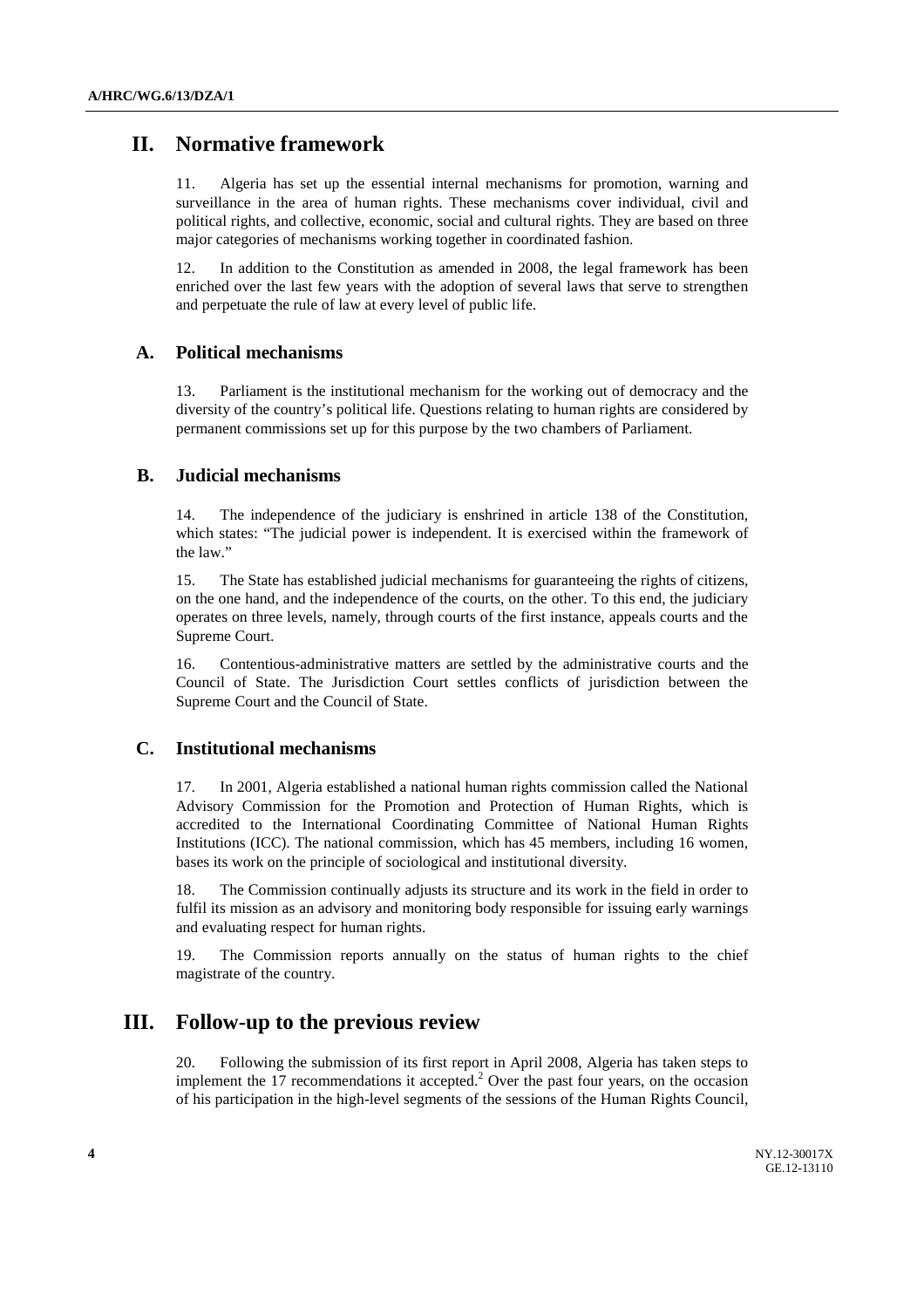# II. Normative framework

11. Algeria has set up the essential internal mechanisms for promotion, warning and surveillance in the area of human rights. These mechanisms cover individual, civil and political rights, and collective, economic, social and cultural rights. They are based on three major categories of mechanisms working together in coordinated fashion.

12. In addition to the Constitution as amended in 2008, the legal framework has been enriched over the last few years with the adoption of several laws that serve to strengthen and perpetuate the rule of law at every level of public life.

## A. Political mechanisms

13. Parliament is the institutional mechanism for the working out of democracy and the diversity of the country's political life. Questions relating to human rights are considered by permanent commissions set up for this purpose by the two chambers of Parliament.

## B. Judicial mechanisms

14. The independence of the judiciary is enshrined in article 138 of the Constitution, which states: "The judicial power is independent. It is exercised within the framework of the law."

15. The State has established judicial mechanisms for guaranteeing the rights of citizens, on the one hand, and the independence of the courts, on the other. To this end, the judiciary operates on three levels, namely, through courts of the first instance, appeals courts and the Supreme Court.

16. Contentious-administrative matters are settled by the administrative courts and the Council of State. The Jurisdiction Court settles conflicts of jurisdiction between the Supreme Court and the Council of State.

## C. Institutional mechanisms

17. In 2001, Algeria established a national human rights commission called the National Advisory Commission for the Promotion and Protection of Human Rights, which is accredited to the International Coordinating Committee of National Human Rights Institutions (ICC). The national commission, which has 45 members, including 16 women, bases its work on the principle of sociological and institutional diversity.

18. The Commission continually adjusts its structure and its work in the field in order to fulfil its mission as an advisory and monitoring body responsible for issuing early warnings and evaluating respect for human rights.

19. The Commission reports annually on the status of human rights to the chief magistrate of the country.

# III. Follow-up to the previous review

20. Following the submission of its first report in April 2008, Algeria has taken steps to implement the 17 recommendations it accepted.[2] Over the past four years, on the occasion of his participation in the high-level segments of the sessions of the Human Rights Council,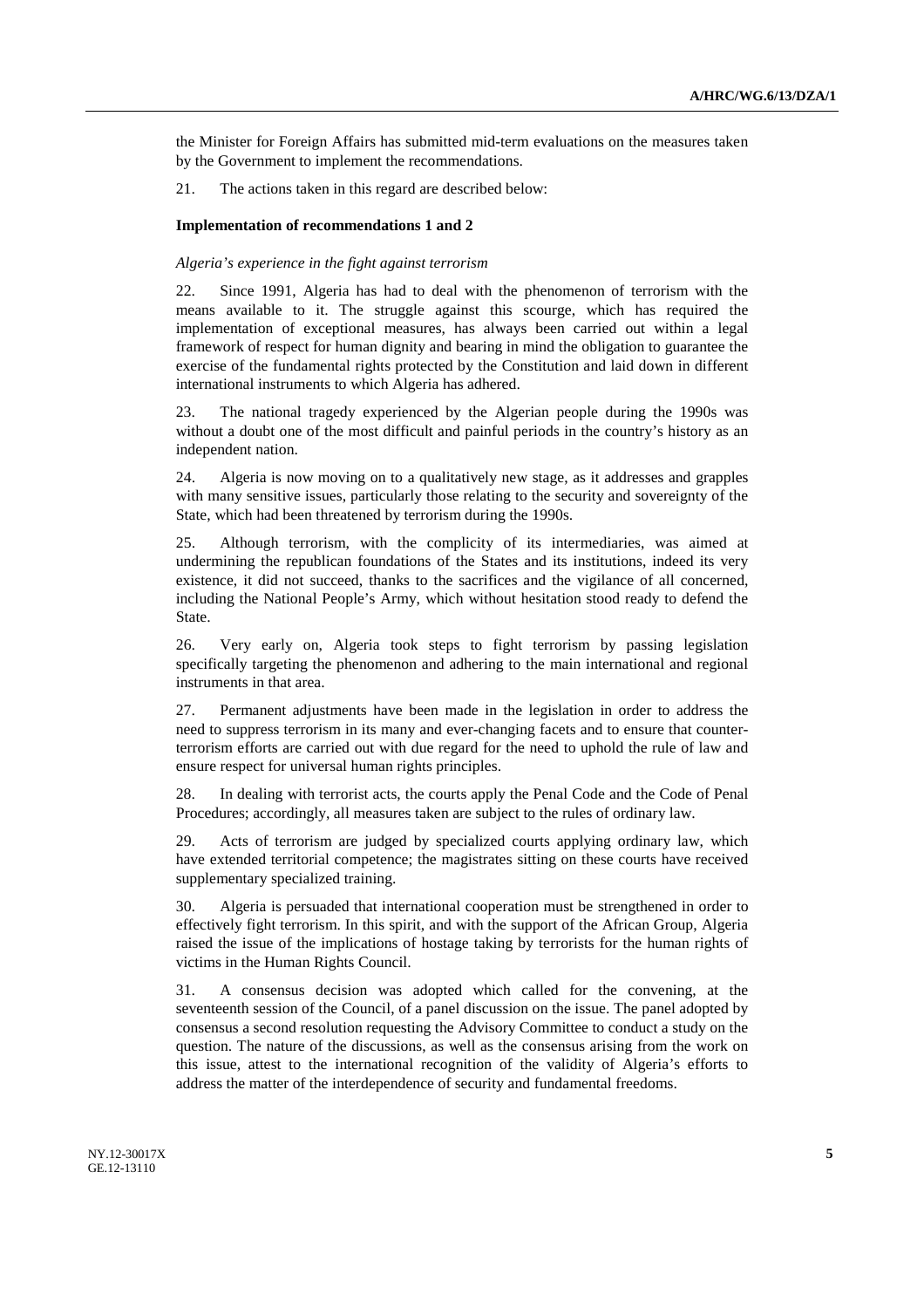the Minister for Foreign Affairs has submitted mid-term evaluations on the measures taken by the Government to implement the recommendations.

21. The actions taken in this regard are described below:

**Implementation of recommendations 1 and 2**

*Algeria's experience in the fight against terrorism*

22. Since 1991, Algeria has had to deal with the phenomenon of terrorism with the means available to it. The struggle against this scourge, which has required the implementation of exceptional measures, has always been carried out within a legal framework of respect for human dignity and bearing in mind the obligation to guarantee the exercise of the fundamental rights protected by the Constitution and laid down in different international instruments to which Algeria has adhered.

23. The national tragedy experienced by the Algerian people during the 1990s was without a doubt one of the most difficult and painful periods in the country's history as an independent nation.

24. Algeria is now moving on to a qualitatively new stage, as it addresses and grapples with many sensitive issues, particularly those relating to the security and sovereignty of the State, which had been threatened by terrorism during the 1990s.

25. Although terrorism, with the complicity of its intermediaries, was aimed at undermining the republican foundations of the States and its institutions, indeed its very existence, it did not succeed, thanks to the sacrifices and the vigilance of all concerned, including the National People's Army, which without hesitation stood ready to defend the State.

26. Very early on, Algeria took steps to fight terrorism by passing legislation specifically targeting the phenomenon and adhering to the main international and regional instruments in that area.

27. Permanent adjustments have been made in the legislation in order to address the need to suppress terrorism in its many and ever-changing facets and to ensure that counter-terrorism efforts are carried out with due regard for the need to uphold the rule of law and ensure respect for universal human rights principles.

28. In dealing with terrorist acts, the courts apply the Penal Code and the Code of Penal Procedures; accordingly, all measures taken are subject to the rules of ordinary law.

29. Acts of terrorism are judged by specialized courts applying ordinary law, which have extended territorial competence; the magistrates sitting on these courts have received supplementary specialized training.

30. Algeria is persuaded that international cooperation must be strengthened in order to effectively fight terrorism. In this spirit, and with the support of the African Group, Algeria raised the issue of the implications of hostage taking by terrorists for the human rights of victims in the Human Rights Council.

31. A consensus decision was adopted which called for the convening, at the seventeenth session of the Council, of a panel discussion on the issue. The panel adopted by consensus a second resolution requesting the Advisory Committee to conduct a study on the question. The nature of the discussions, as well as the consensus arising from the work on this issue, attest to the international recognition of the validity of Algeria's efforts to address the matter of the interdependence of security and fundamental freedoms.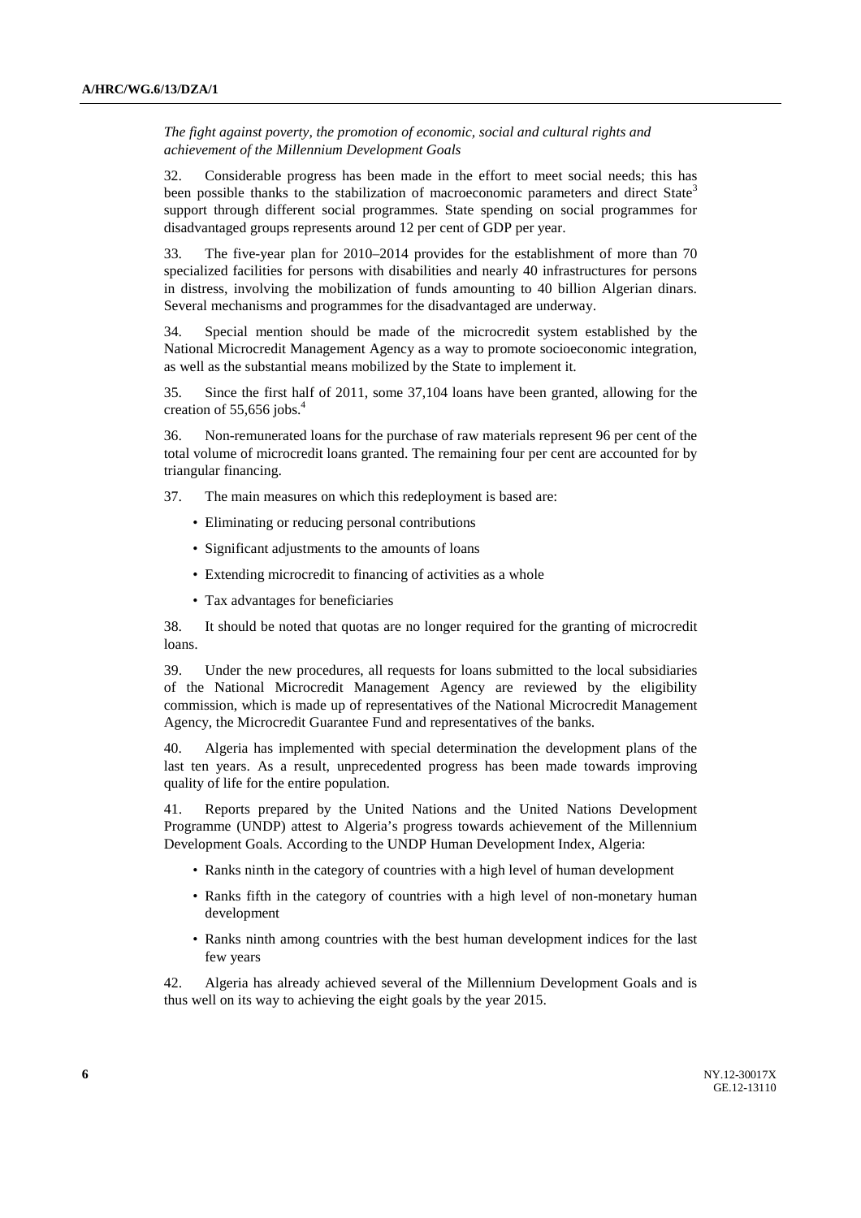*The fight against poverty, the promotion of economic, social and cultural rights and achievement of the Millennium Development Goals*

32. Considerable progress has been made in the effort to meet social needs; this has been possible thanks to the stabilization of macroeconomic parameters and direct State[3] support through different social programmes. State spending on social programmes for disadvantaged groups represents around 12 per cent of GDP per year.

33. The five-year plan for 2010–2014 provides for the establishment of more than 70 specialized facilities for persons with disabilities and nearly 40 infrastructures for persons in distress, involving the mobilization of funds amounting to 40 billion Algerian dinars. Several mechanisms and programmes for the disadvantaged are underway.

34. Special mention should be made of the microcredit system established by the National Microcredit Management Agency as a way to promote socioeconomic integration, as well as the substantial means mobilized by the State to implement it.

35. Since the first half of 2011, some 37,104 loans have been granted, allowing for the creation of 55,656 jobs.[4]

36. Non-remunerated loans for the purchase of raw materials represent 96 per cent of the total volume of microcredit loans granted. The remaining four per cent are accounted for by triangular financing.

37. The main measures on which this redeployment is based are:

- Eliminating or reducing personal contributions
- Significant adjustments to the amounts of loans
- Extending microcredit to financing of activities as a whole
- Tax advantages for beneficiaries

38. It should be noted that quotas are no longer required for the granting of microcredit loans.

39. Under the new procedures, all requests for loans submitted to the local subsidiaries of the National Microcredit Management Agency are reviewed by the eligibility commission, which is made up of representatives of the National Microcredit Management Agency, the Microcredit Guarantee Fund and representatives of the banks.

40. Algeria has implemented with special determination the development plans of the last ten years. As a result, unprecedented progress has been made towards improving quality of life for the entire population.

41. Reports prepared by the United Nations and the United Nations Development Programme (UNDP) attest to Algeria's progress towards achievement of the Millennium Development Goals. According to the UNDP Human Development Index, Algeria:

- Ranks ninth in the category of countries with a high level of human development
- Ranks fifth in the category of countries with a high level of non-monetary human development
- Ranks ninth among countries with the best human development indices for the last few years

42. Algeria has already achieved several of the Millennium Development Goals and is thus well on its way to achieving the eight goals by the year 2015.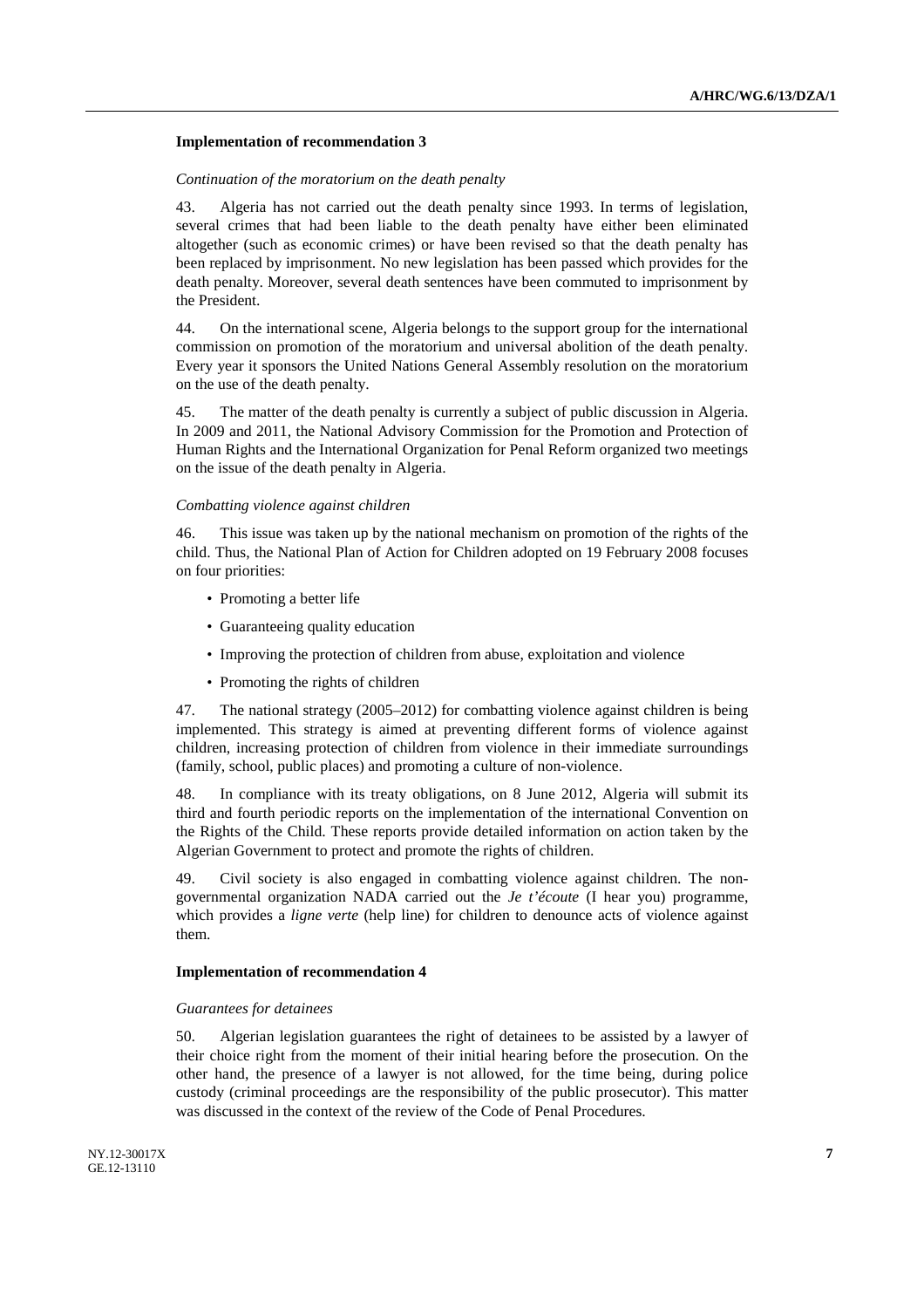**Implementation of recommendation 3**

*Continuation of the moratorium on the death penalty*

43. Algeria has not carried out the death penalty since 1993. In terms of legislation, several crimes that had been liable to the death penalty have either been eliminated altogether (such as economic crimes) or have been revised so that the death penalty has been replaced by imprisonment. No new legislation has been passed which provides for the death penalty. Moreover, several death sentences have been commuted to imprisonment by the President.

44. On the international scene, Algeria belongs to the support group for the international commission on promotion of the moratorium and universal abolition of the death penalty. Every year it sponsors the United Nations General Assembly resolution on the moratorium on the use of the death penalty.

45. The matter of the death penalty is currently a subject of public discussion in Algeria. In 2009 and 2011, the National Advisory Commission for the Promotion and Protection of Human Rights and the International Organization for Penal Reform organized two meetings on the issue of the death penalty in Algeria.

*Combatting violence against children*

46. This issue was taken up by the national mechanism on promotion of the rights of the child. Thus, the National Plan of Action for Children adopted on 19 February 2008 focuses on four priorities:

- Promoting a better life
- Guaranteeing quality education
- Improving the protection of children from abuse, exploitation and violence
- Promoting the rights of children

47. The national strategy (2005–2012) for combatting violence against children is being implemented. This strategy is aimed at preventing different forms of violence against children, increasing protection of children from violence in their immediate surroundings (family, school, public places) and promoting a culture of non-violence.

48. In compliance with its treaty obligations, on 8 June 2012, Algeria will submit its third and fourth periodic reports on the implementation of the international Convention on the Rights of the Child. These reports provide detailed information on action taken by the Algerian Government to protect and promote the rights of children.

49. Civil society is also engaged in combatting violence against children. The non-governmental organization NADA carried out the *Je t'écoute* (I hear you) programme, which provides a *ligne verte* (help line) for children to denounce acts of violence against them.

**Implementation of recommendation 4**

*Guarantees for detainees*

50. Algerian legislation guarantees the right of detainees to be assisted by a lawyer of their choice right from the moment of their initial hearing before the prosecution. On the other hand, the presence of a lawyer is not allowed, for the time being, during police custody (criminal proceedings are the responsibility of the public prosecutor). This matter was discussed in the context of the review of the Code of Penal Procedures.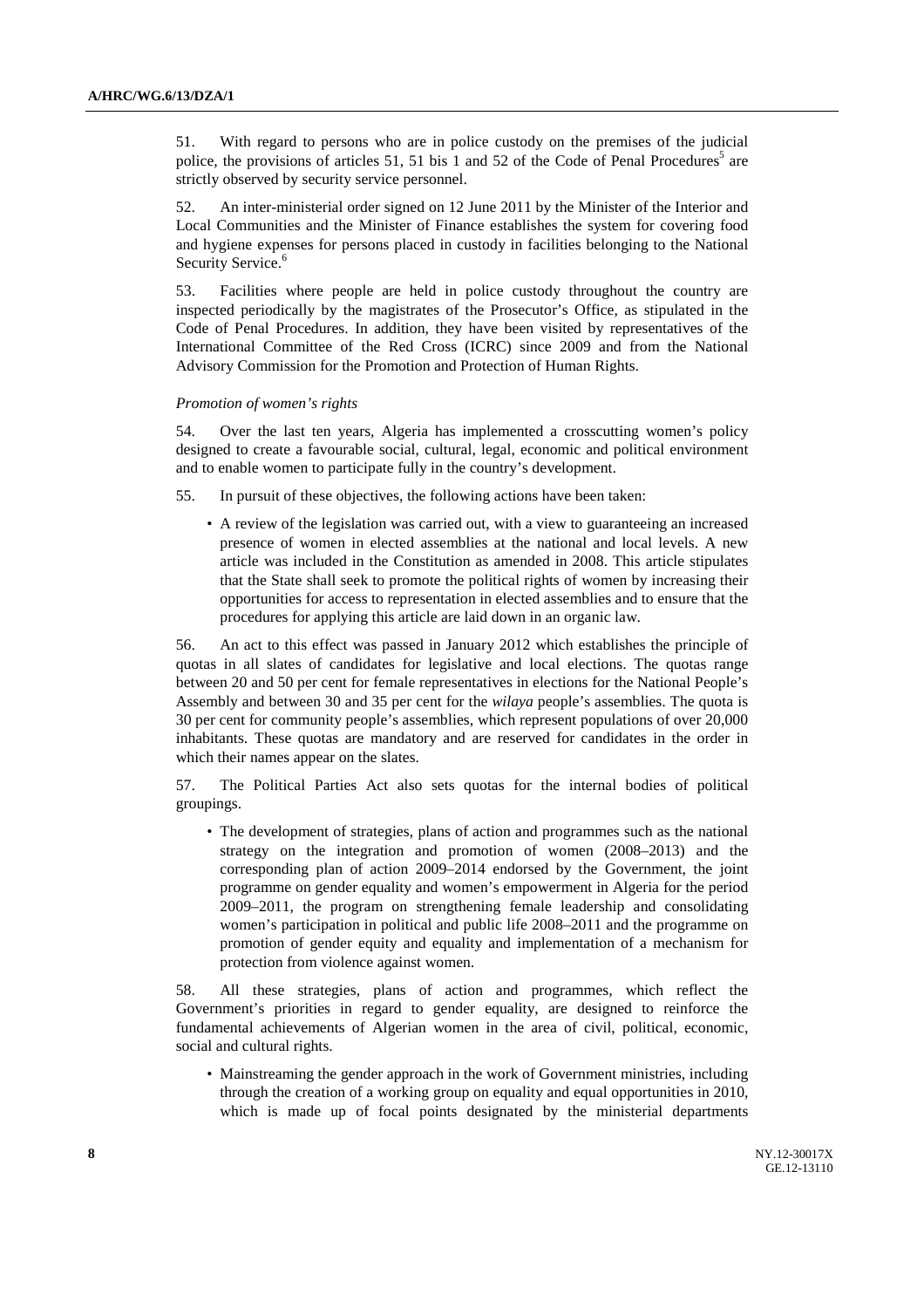51. With regard to persons who are in police custody on the premises of the judicial police, the provisions of articles 51, 51 bis 1 and 52 of the Code of Penal Procedures[5] are strictly observed by security service personnel.

52. An inter-ministerial order signed on 12 June 2011 by the Minister of the Interior and Local Communities and the Minister of Finance establishes the system for covering food and hygiene expenses for persons placed in custody in facilities belonging to the National Security Service.[6]

53. Facilities where people are held in police custody throughout the country are inspected periodically by the magistrates of the Prosecutor's Office, as stipulated in the Code of Penal Procedures. In addition, they have been visited by representatives of the International Committee of the Red Cross (ICRC) since 2009 and from the National Advisory Commission for the Promotion and Protection of Human Rights.

*Promotion of women's rights*

54. Over the last ten years, Algeria has implemented a crosscutting women's policy designed to create a favourable social, cultural, legal, economic and political environment and to enable women to participate fully in the country's development.

55. In pursuit of these objectives, the following actions have been taken:

- A review of the legislation was carried out, with a view to guaranteeing an increased presence of women in elected assemblies at the national and local levels. A new article was included in the Constitution as amended in 2008. This article stipulates that the State shall seek to promote the political rights of women by increasing their opportunities for access to representation in elected assemblies and to ensure that the procedures for applying this article are laid down in an organic law.

56. An act to this effect was passed in January 2012 which establishes the principle of quotas in all slates of candidates for legislative and local elections. The quotas range between 20 and 50 per cent for female representatives in elections for the National People's Assembly and between 30 and 35 per cent for the *wilaya* people's assemblies. The quota is 30 per cent for community people's assemblies, which represent populations of over 20,000 inhabitants. These quotas are mandatory and are reserved for candidates in the order in which their names appear on the slates.

57. The Political Parties Act also sets quotas for the internal bodies of political groupings.

- The development of strategies, plans of action and programmes such as the national strategy on the integration and promotion of women (2008–2013) and the corresponding plan of action 2009–2014 endorsed by the Government, the joint programme on gender equality and women's empowerment in Algeria for the period 2009–2011, the program on strengthening female leadership and consolidating women's participation in political and public life 2008–2011 and the programme on promotion of gender equity and equality and implementation of a mechanism for protection from violence against women.

58. All these strategies, plans of action and programmes, which reflect the Government's priorities in regard to gender equality, are designed to reinforce the fundamental achievements of Algerian women in the area of civil, political, economic, social and cultural rights.

- Mainstreaming the gender approach in the work of Government ministries, including through the creation of a working group on equality and equal opportunities in 2010, which is made up of focal points designated by the ministerial departments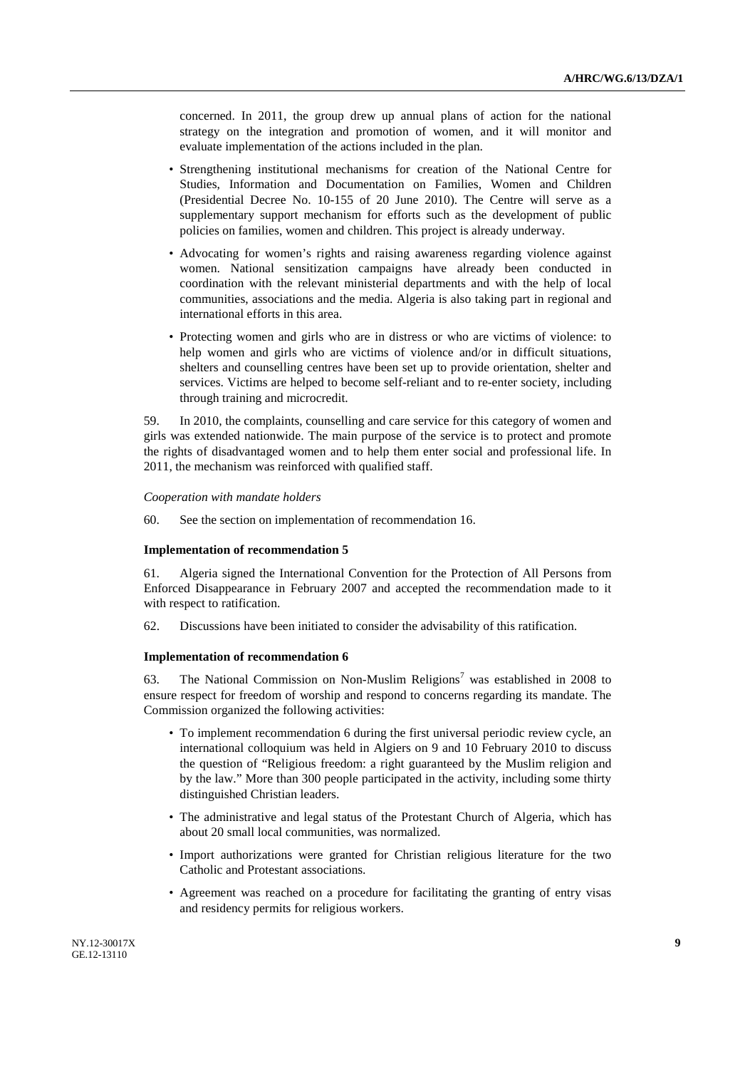concerned. In 2011, the group drew up annual plans of action for the national strategy on the integration and promotion of women, and it will monitor and evaluate implementation of the actions included in the plan.

- Strengthening institutional mechanisms for creation of the National Centre for Studies, Information and Documentation on Families, Women and Children (Presidential Decree No. 10-155 of 20 June 2010). The Centre will serve as a supplementary support mechanism for efforts such as the development of public policies on families, women and children. This project is already underway.
- Advocating for women's rights and raising awareness regarding violence against women. National sensitization campaigns have already been conducted in coordination with the relevant ministerial departments and with the help of local communities, associations and the media. Algeria is also taking part in regional and international efforts in this area.
- Protecting women and girls who are in distress or who are victims of violence: to help women and girls who are victims of violence and/or in difficult situations, shelters and counselling centres have been set up to provide orientation, shelter and services. Victims are helped to become self-reliant and to re-enter society, including through training and microcredit.

59. In 2010, the complaints, counselling and care service for this category of women and girls was extended nationwide. The main purpose of the service is to protect and promote the rights of disadvantaged women and to help them enter social and professional life. In 2011, the mechanism was reinforced with qualified staff.

*Cooperation with mandate holders*

60. See the section on implementation of recommendation 16.

**Implementation of recommendation 5**

61. Algeria signed the International Convention for the Protection of All Persons from Enforced Disappearance in February 2007 and accepted the recommendation made to it with respect to ratification.

62. Discussions have been initiated to consider the advisability of this ratification.

**Implementation of recommendation 6**

63. The National Commission on Non-Muslim Religions[7] was established in 2008 to ensure respect for freedom of worship and respond to concerns regarding its mandate. The Commission organized the following activities:

- To implement recommendation 6 during the first universal periodic review cycle, an international colloquium was held in Algiers on 9 and 10 February 2010 to discuss the question of "Religious freedom: a right guaranteed by the Muslim religion and by the law." More than 300 people participated in the activity, including some thirty distinguished Christian leaders.
- The administrative and legal status of the Protestant Church of Algeria, which has about 20 small local communities, was normalized.
- Import authorizations were granted for Christian religious literature for the two Catholic and Protestant associations.
- Agreement was reached on a procedure for facilitating the granting of entry visas and residency permits for religious workers.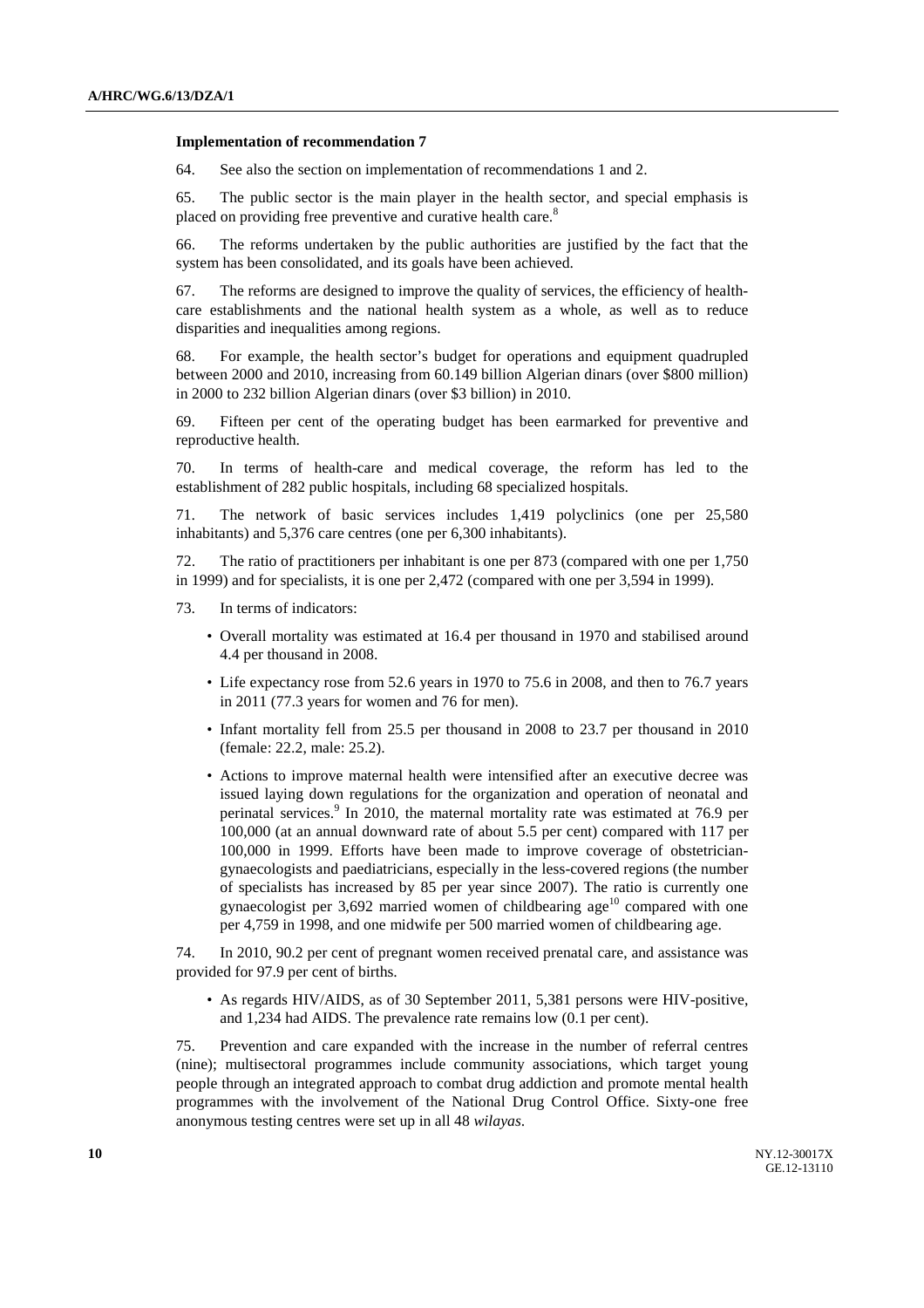### Implementation of recommendation 7

64. See also the section on implementation of recommendations 1 and 2.

65. The public sector is the main player in the health sector, and special emphasis is placed on providing free preventive and curative health care.[8]

66. The reforms undertaken by the public authorities are justified by the fact that the system has been consolidated, and its goals have been achieved.

67. The reforms are designed to improve the quality of services, the efficiency of health-care establishments and the national health system as a whole, as well as to reduce disparities and inequalities among regions.

68. For example, the health sector's budget for operations and equipment quadrupled between 2000 and 2010, increasing from 60.149 billion Algerian dinars (over $800 million) in 2000 to 232 billion Algerian dinars (over $3 billion) in 2010.

69. Fifteen per cent of the operating budget has been earmarked for preventive and reproductive health.

70. In terms of health-care and medical coverage, the reform has led to the establishment of 282 public hospitals, including 68 specialized hospitals.

71. The network of basic services includes 1,419 polyclinics (one per 25,580 inhabitants) and 5,376 care centres (one per 6,300 inhabitants).

72. The ratio of practitioners per inhabitant is one per 873 (compared with one per 1,750 in 1999) and for specialists, it is one per 2,472 (compared with one per 3,594 in 1999).

73. In terms of indicators:

- Overall mortality was estimated at 16.4 per thousand in 1970 and stabilised around 4.4 per thousand in 2008.
- Life expectancy rose from 52.6 years in 1970 to 75.6 in 2008, and then to 76.7 years in 2011 (77.3 years for women and 76 for men).
- Infant mortality fell from 25.5 per thousand in 2008 to 23.7 per thousand in 2010 (female: 22.2, male: 25.2).
- Actions to improve maternal health were intensified after an executive decree was issued laying down regulations for the organization and operation of neonatal and perinatal services.[9] In 2010, the maternal mortality rate was estimated at 76.9 per 100,000 (at an annual downward rate of about 5.5 per cent) compared with 117 per 100,000 in 1999. Efforts have been made to improve coverage of obstetrician-gynaecologists and paediatricians, especially in the less-covered regions (the number of specialists has increased by 85 per year since 2007). The ratio is currently one gynaecologist per 3,692 married women of childbearing age[10] compared with one per 4,759 in 1998, and one midwife per 500 married women of childbearing age.

74. In 2010, 90.2 per cent of pregnant women received prenatal care, and assistance was provided for 97.9 per cent of births.

- As regards HIV/AIDS, as of 30 September 2011, 5,381 persons were HIV-positive, and 1,234 had AIDS. The prevalence rate remains low (0.1 per cent).

75. Prevention and care expanded with the increase in the number of referral centres (nine); multisectoral programmes include community associations, which target young people through an integrated approach to combat drug addiction and promote mental health programmes with the involvement of the National Drug Control Office. Sixty-one free anonymous testing centres were set up in all 48 *wilayas*.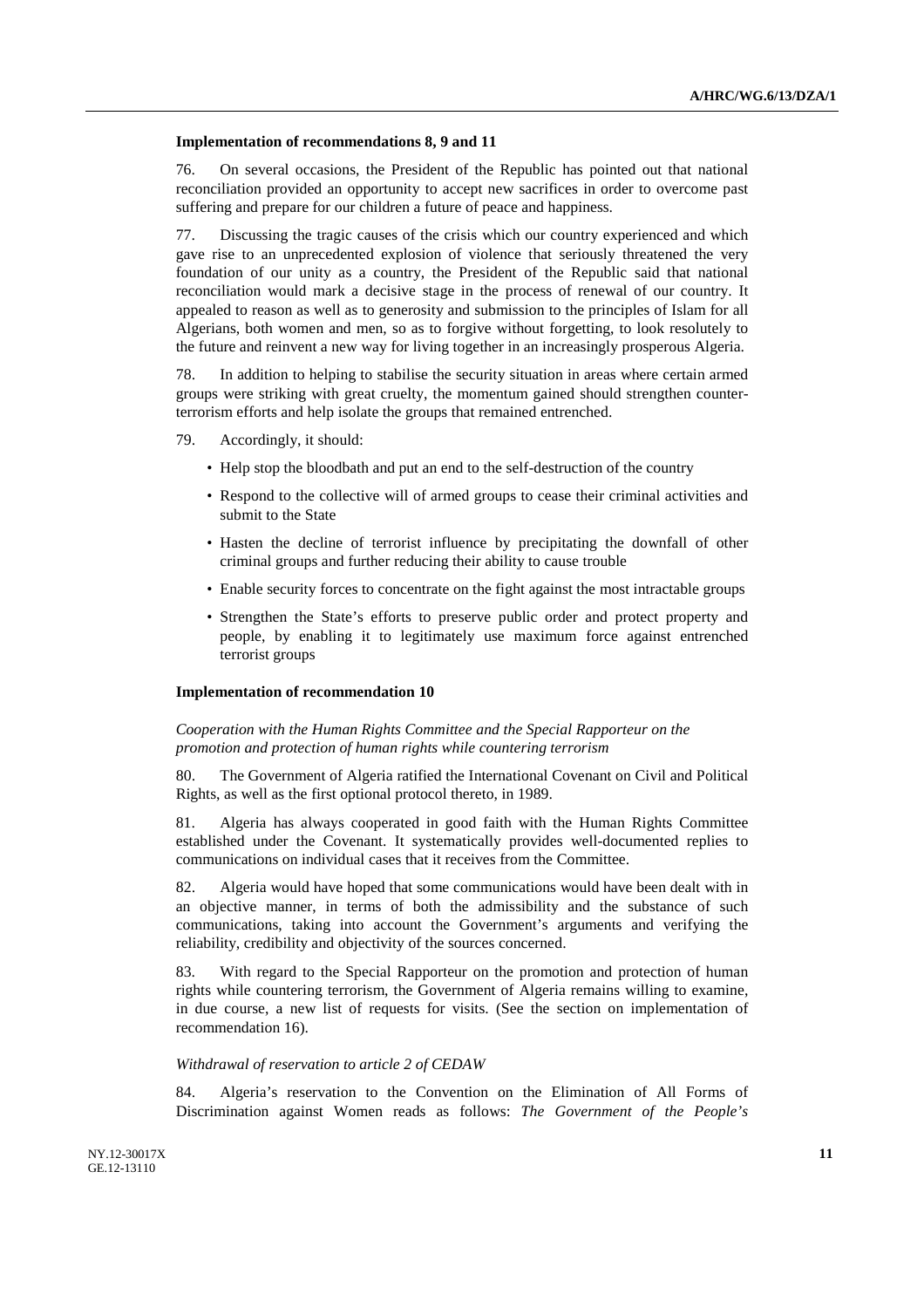**Implementation of recommendations 8, 9 and 11**

76. On several occasions, the President of the Republic has pointed out that national reconciliation provided an opportunity to accept new sacrifices in order to overcome past suffering and prepare for our children a future of peace and happiness.

77. Discussing the tragic causes of the crisis which our country experienced and which gave rise to an unprecedented explosion of violence that seriously threatened the very foundation of our unity as a country, the President of the Republic said that national reconciliation would mark a decisive stage in the process of renewal of our country. It appealed to reason as well as to generosity and submission to the principles of Islam for all Algerians, both women and men, so as to forgive without forgetting, to look resolutely to the future and reinvent a new way for living together in an increasingly prosperous Algeria.

78. In addition to helping to stabilise the security situation in areas where certain armed groups were striking with great cruelty, the momentum gained should strengthen counter-terrorism efforts and help isolate the groups that remained entrenched.

79. Accordingly, it should:

- Help stop the bloodbath and put an end to the self-destruction of the country
- Respond to the collective will of armed groups to cease their criminal activities and submit to the State
- Hasten the decline of terrorist influence by precipitating the downfall of other criminal groups and further reducing their ability to cause trouble
- Enable security forces to concentrate on the fight against the most intractable groups
- Strengthen the State's efforts to preserve public order and protect property and people, by enabling it to legitimately use maximum force against entrenched terrorist groups

**Implementation of recommendation 10**

*Cooperation with the Human Rights Committee and the Special Rapporteur on the promotion and protection of human rights while countering terrorism*

80. The Government of Algeria ratified the International Covenant on Civil and Political Rights, as well as the first optional protocol thereto, in 1989.

81. Algeria has always cooperated in good faith with the Human Rights Committee established under the Covenant. It systematically provides well-documented replies to communications on individual cases that it receives from the Committee.

82. Algeria would have hoped that some communications would have been dealt with in an objective manner, in terms of both the admissibility and the substance of such communications, taking into account the Government's arguments and verifying the reliability, credibility and objectivity of the sources concerned.

83. With regard to the Special Rapporteur on the promotion and protection of human rights while countering terrorism, the Government of Algeria remains willing to examine, in due course, a new list of requests for visits. (See the section on implementation of recommendation 16).

*Withdrawal of reservation to article 2 of CEDAW*

84. Algeria's reservation to the Convention on the Elimination of All Forms of Discrimination against Women reads as follows: *The Government of the People's*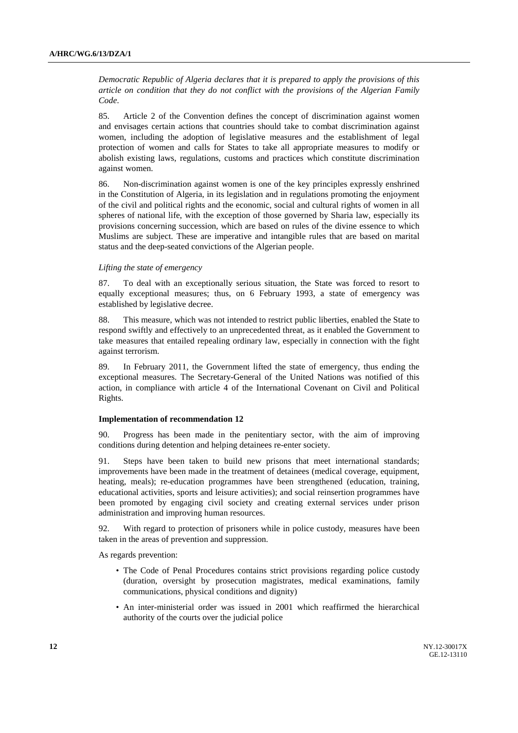*Democratic Republic of Algeria declares that it is prepared to apply the provisions of this article on condition that they do not conflict with the provisions of the Algerian Family Code.*

85. Article 2 of the Convention defines the concept of discrimination against women and envisages certain actions that countries should take to combat discrimination against women, including the adoption of legislative measures and the establishment of legal protection of women and calls for States to take all appropriate measures to modify or abolish existing laws, regulations, customs and practices which constitute discrimination against women.

86. Non-discrimination against women is one of the key principles expressly enshrined in the Constitution of Algeria, in its legislation and in regulations promoting the enjoyment of the civil and political rights and the economic, social and cultural rights of women in all spheres of national life, with the exception of those governed by Sharia law, especially its provisions concerning succession, which are based on rules of the divine essence to which Muslims are subject. These are imperative and intangible rules that are based on marital status and the deep-seated convictions of the Algerian people.

*Lifting the state of emergency*

87. To deal with an exceptionally serious situation, the State was forced to resort to equally exceptional measures; thus, on 6 February 1993, a state of emergency was established by legislative decree.

88. This measure, which was not intended to restrict public liberties, enabled the State to respond swiftly and effectively to an unprecedented threat, as it enabled the Government to take measures that entailed repealing ordinary law, especially in connection with the fight against terrorism.

89. In February 2011, the Government lifted the state of emergency, thus ending the exceptional measures. The Secretary-General of the United Nations was notified of this action, in compliance with article 4 of the International Covenant on Civil and Political Rights.

**Implementation of recommendation 12**

90. Progress has been made in the penitentiary sector, with the aim of improving conditions during detention and helping detainees re-enter society.

91. Steps have been taken to build new prisons that meet international standards; improvements have been made in the treatment of detainees (medical coverage, equipment, heating, meals); re-education programmes have been strengthened (education, training, educational activities, sports and leisure activities); and social reinsertion programmes have been promoted by engaging civil society and creating external services under prison administration and improving human resources.

92. With regard to protection of prisoners while in police custody, measures have been taken in the areas of prevention and suppression.

As regards prevention:

- The Code of Penal Procedures contains strict provisions regarding police custody (duration, oversight by prosecution magistrates, medical examinations, family communications, physical conditions and dignity)
- An inter-ministerial order was issued in 2001 which reaffirmed the hierarchical authority of the courts over the judicial police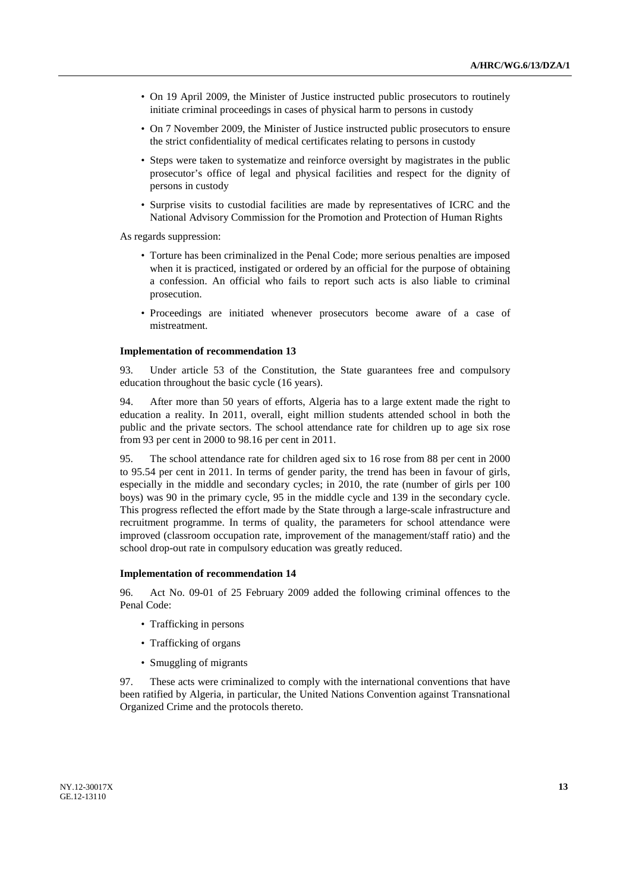- On 19 April 2009, the Minister of Justice instructed public prosecutors to routinely initiate criminal proceedings in cases of physical harm to persons in custody
- On 7 November 2009, the Minister of Justice instructed public prosecutors to ensure the strict confidentiality of medical certificates relating to persons in custody
- Steps were taken to systematize and reinforce oversight by magistrates in the public prosecutor's office of legal and physical facilities and respect for the dignity of persons in custody
- Surprise visits to custodial facilities are made by representatives of ICRC and the National Advisory Commission for the Promotion and Protection of Human Rights

As regards suppression:

- Torture has been criminalized in the Penal Code; more serious penalties are imposed when it is practiced, instigated or ordered by an official for the purpose of obtaining a confession. An official who fails to report such acts is also liable to criminal prosecution.
- Proceedings are initiated whenever prosecutors become aware of a case of mistreatment.

**Implementation of recommendation 13**

93. Under article 53 of the Constitution, the State guarantees free and compulsory education throughout the basic cycle (16 years).

94. After more than 50 years of efforts, Algeria has to a large extent made the right to education a reality. In 2011, overall, eight million students attended school in both the public and the private sectors. The school attendance rate for children up to age six rose from 93 per cent in 2000 to 98.16 per cent in 2011.

95. The school attendance rate for children aged six to 16 rose from 88 per cent in 2000 to 95.54 per cent in 2011. In terms of gender parity, the trend has been in favour of girls, especially in the middle and secondary cycles; in 2010, the rate (number of girls per 100 boys) was 90 in the primary cycle, 95 in the middle cycle and 139 in the secondary cycle. This progress reflected the effort made by the State through a large-scale infrastructure and recruitment programme. In terms of quality, the parameters for school attendance were improved (classroom occupation rate, improvement of the management/staff ratio) and the school drop-out rate in compulsory education was greatly reduced.

**Implementation of recommendation 14**

96. Act No. 09-01 of 25 February 2009 added the following criminal offences to the Penal Code:

- Trafficking in persons
- Trafficking of organs
- Smuggling of migrants

97. These acts were criminalized to comply with the international conventions that have been ratified by Algeria, in particular, the United Nations Convention against Transnational Organized Crime and the protocols thereto.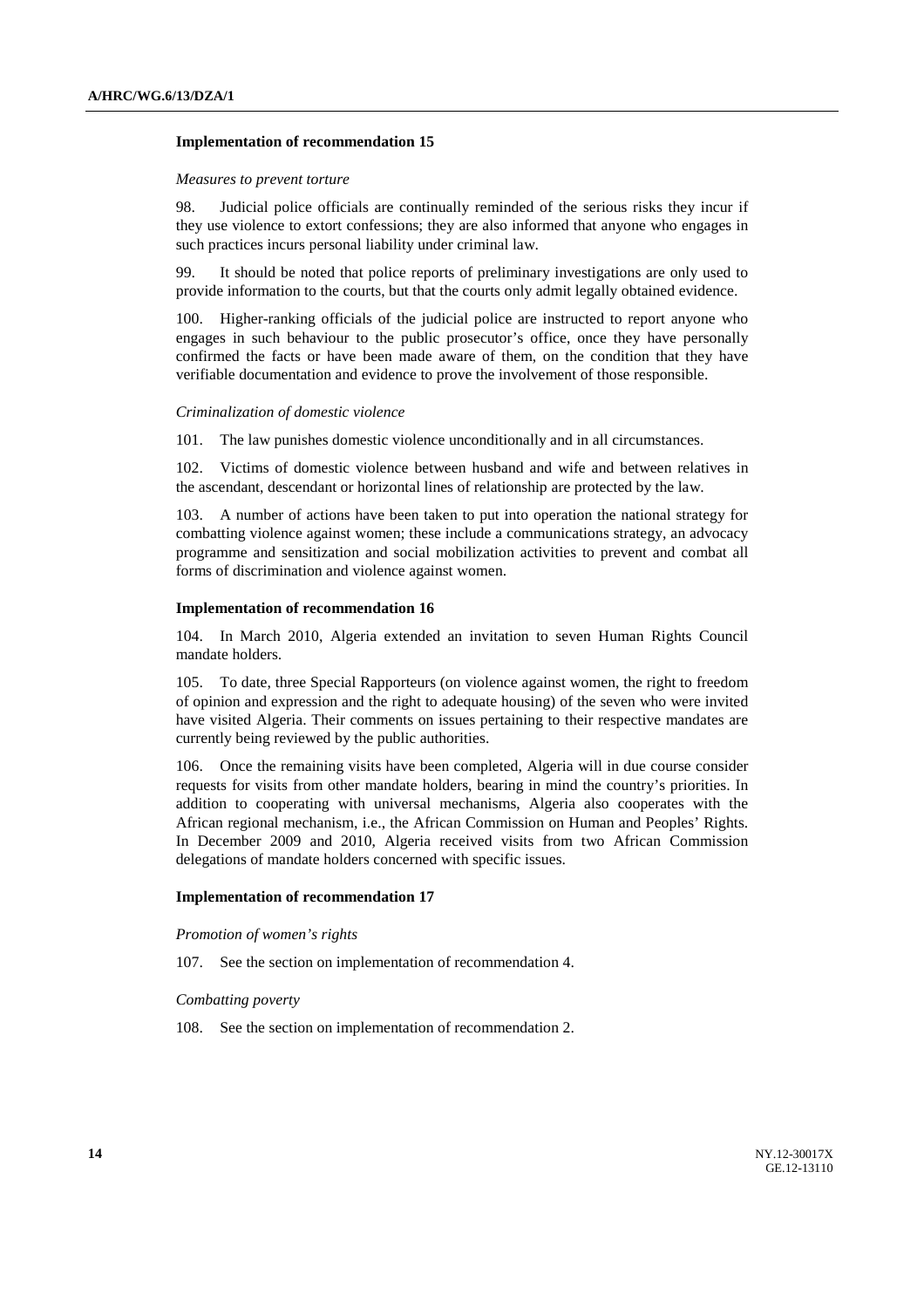### Implementation of recommendation 15

*Measures to prevent torture*

98. Judicial police officials are continually reminded of the serious risks they incur if they use violence to extort confessions; they are also informed that anyone who engages in such practices incurs personal liability under criminal law.

99. It should be noted that police reports of preliminary investigations are only used to provide information to the courts, but that the courts only admit legally obtained evidence.

100. Higher-ranking officials of the judicial police are instructed to report anyone who engages in such behaviour to the public prosecutor's office, once they have personally confirmed the facts or have been made aware of them, on the condition that they have verifiable documentation and evidence to prove the involvement of those responsible.

*Criminalization of domestic violence*

101. The law punishes domestic violence unconditionally and in all circumstances.

102. Victims of domestic violence between husband and wife and between relatives in the ascendant, descendant or horizontal lines of relationship are protected by the law.

103. A number of actions have been taken to put into operation the national strategy for combatting violence against women; these include a communications strategy, an advocacy programme and sensitization and social mobilization activities to prevent and combat all forms of discrimination and violence against women.

### Implementation of recommendation 16

104. In March 2010, Algeria extended an invitation to seven Human Rights Council mandate holders.

105. To date, three Special Rapporteurs (on violence against women, the right to freedom of opinion and expression and the right to adequate housing) of the seven who were invited have visited Algeria. Their comments on issues pertaining to their respective mandates are currently being reviewed by the public authorities.

106. Once the remaining visits have been completed, Algeria will in due course consider requests for visits from other mandate holders, bearing in mind the country's priorities. In addition to cooperating with universal mechanisms, Algeria also cooperates with the African regional mechanism, i.e., the African Commission on Human and Peoples' Rights. In December 2009 and 2010, Algeria received visits from two African Commission delegations of mandate holders concerned with specific issues.

### Implementation of recommendation 17

*Promotion of women's rights*

107. See the section on implementation of recommendation 4.

*Combatting poverty*

108. See the section on implementation of recommendation 2.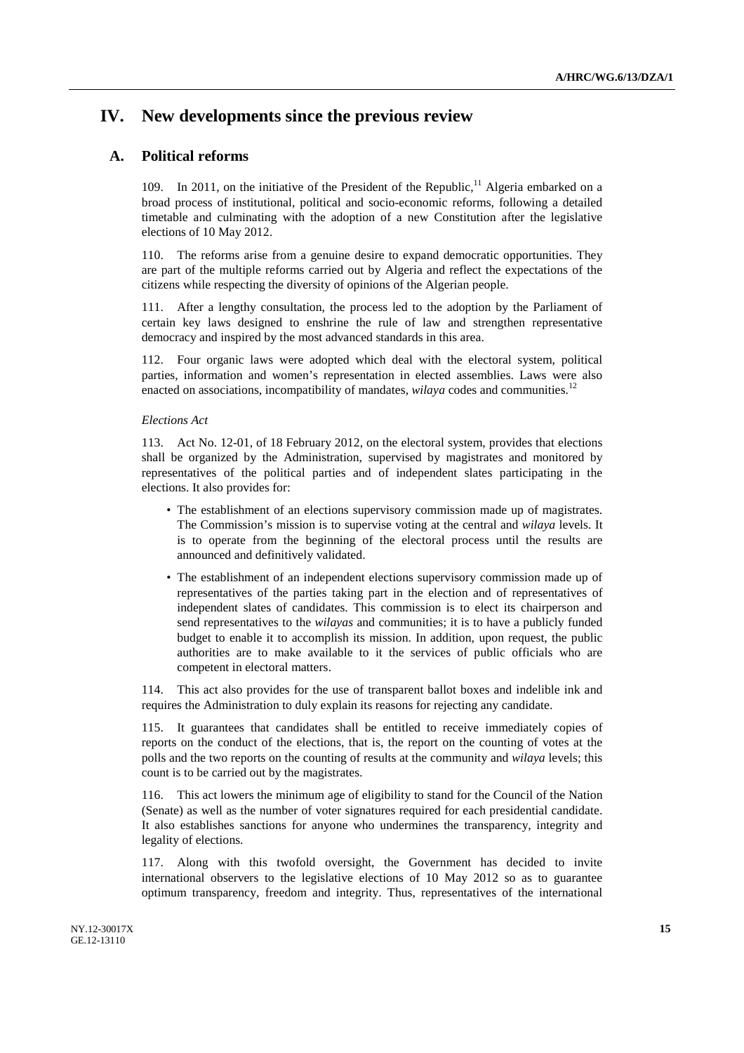# IV. New developments since the previous review

## A. Political reforms

109. In 2011, on the initiative of the President of the Republic,[11] Algeria embarked on a broad process of institutional, political and socio-economic reforms, following a detailed timetable and culminating with the adoption of a new Constitution after the legislative elections of 10 May 2012.

110. The reforms arise from a genuine desire to expand democratic opportunities. They are part of the multiple reforms carried out by Algeria and reflect the expectations of the citizens while respecting the diversity of opinions of the Algerian people.

111. After a lengthy consultation, the process led to the adoption by the Parliament of certain key laws designed to enshrine the rule of law and strengthen representative democracy and inspired by the most advanced standards in this area.

112. Four organic laws were adopted which deal with the electoral system, political parties, information and women's representation in elected assemblies. Laws were also enacted on associations, incompatibility of mandates, *wilaya* codes and communities.[12]

*Elections Act*

113. Act No. 12-01, of 18 February 2012, on the electoral system, provides that elections shall be organized by the Administration, supervised by magistrates and monitored by representatives of the political parties and of independent slates participating in the elections. It also provides for:

- The establishment of an elections supervisory commission made up of magistrates. The Commission's mission is to supervise voting at the central and *wilaya* levels. It is to operate from the beginning of the electoral process until the results are announced and definitively validated.
- The establishment of an independent elections supervisory commission made up of representatives of the parties taking part in the election and of representatives of independent slates of candidates. This commission is to elect its chairperson and send representatives to the *wilayas* and communities; it is to have a publicly funded budget to enable it to accomplish its mission. In addition, upon request, the public authorities are to make available to it the services of public officials who are competent in electoral matters.

114. This act also provides for the use of transparent ballot boxes and indelible ink and requires the Administration to duly explain its reasons for rejecting any candidate.

115. It guarantees that candidates shall be entitled to receive immediately copies of reports on the conduct of the elections, that is, the report on the counting of votes at the polls and the two reports on the counting of results at the community and *wilaya* levels; this count is to be carried out by the magistrates.

116. This act lowers the minimum age of eligibility to stand for the Council of the Nation (Senate) as well as the number of voter signatures required for each presidential candidate. It also establishes sanctions for anyone who undermines the transparency, integrity and legality of elections.

117. Along with this twofold oversight, the Government has decided to invite international observers to the legislative elections of 10 May 2012 so as to guarantee optimum transparency, freedom and integrity. Thus, representatives of the international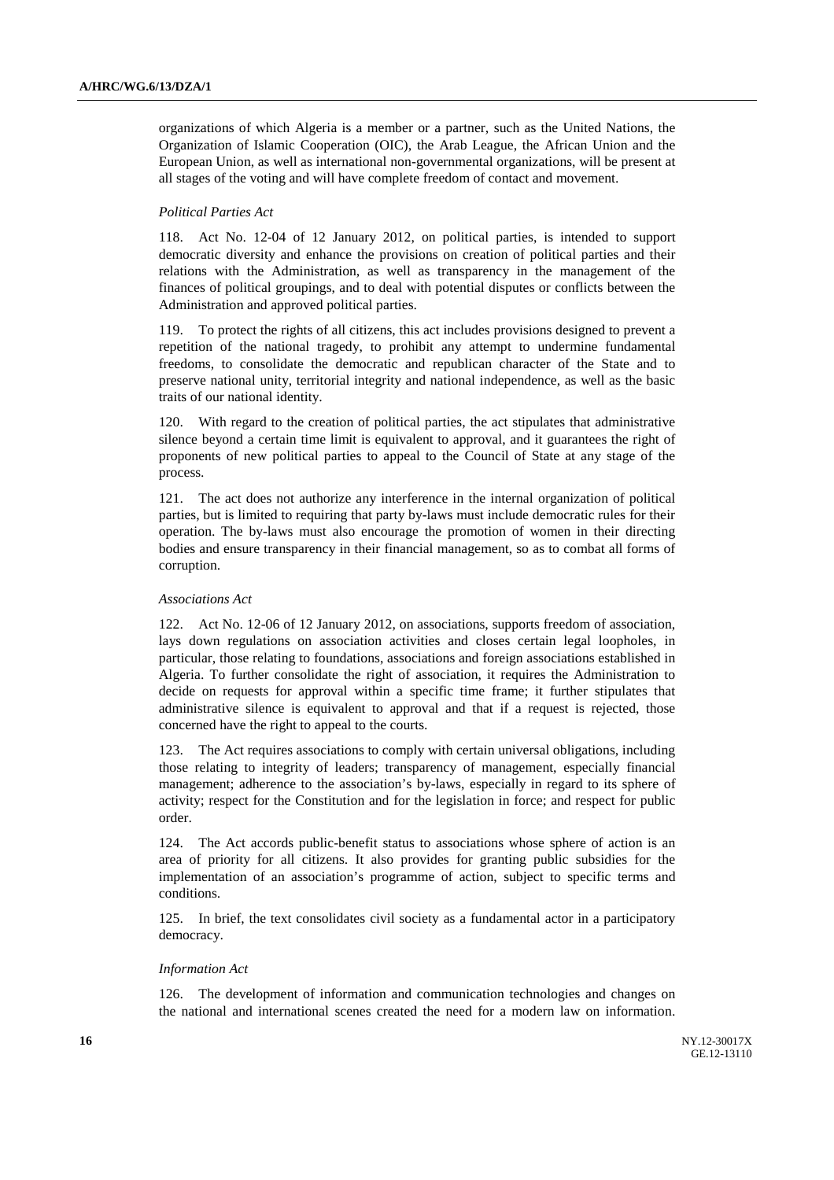organizations of which Algeria is a member or a partner, such as the United Nations, the Organization of Islamic Cooperation (OIC), the Arab League, the African Union and the European Union, as well as international non-governmental organizations, will be present at all stages of the voting and will have complete freedom of contact and movement.

*Political Parties Act*

118. Act No. 12-04 of 12 January 2012, on political parties, is intended to support democratic diversity and enhance the provisions on creation of political parties and their relations with the Administration, as well as transparency in the management of the finances of political groupings, and to deal with potential disputes or conflicts between the Administration and approved political parties.

119. To protect the rights of all citizens, this act includes provisions designed to prevent a repetition of the national tragedy, to prohibit any attempt to undermine fundamental freedoms, to consolidate the democratic and republican character of the State and to preserve national unity, territorial integrity and national independence, as well as the basic traits of our national identity.

120. With regard to the creation of political parties, the act stipulates that administrative silence beyond a certain time limit is equivalent to approval, and it guarantees the right of proponents of new political parties to appeal to the Council of State at any stage of the process.

121. The act does not authorize any interference in the internal organization of political parties, but is limited to requiring that party by-laws must include democratic rules for their operation. The by-laws must also encourage the promotion of women in their directing bodies and ensure transparency in their financial management, so as to combat all forms of corruption.

*Associations Act*

122. Act No. 12-06 of 12 January 2012, on associations, supports freedom of association, lays down regulations on association activities and closes certain legal loopholes, in particular, those relating to foundations, associations and foreign associations established in Algeria. To further consolidate the right of association, it requires the Administration to decide on requests for approval within a specific time frame; it further stipulates that administrative silence is equivalent to approval and that if a request is rejected, those concerned have the right to appeal to the courts.

123. The Act requires associations to comply with certain universal obligations, including those relating to integrity of leaders; transparency of management, especially financial management; adherence to the association's by-laws, especially in regard to its sphere of activity; respect for the Constitution and for the legislation in force; and respect for public order.

124. The Act accords public-benefit status to associations whose sphere of action is an area of priority for all citizens. It also provides for granting public subsidies for the implementation of an association's programme of action, subject to specific terms and conditions.

125. In brief, the text consolidates civil society as a fundamental actor in a participatory democracy.

*Information Act*

126. The development of information and communication technologies and changes on the national and international scenes created the need for a modern law on information.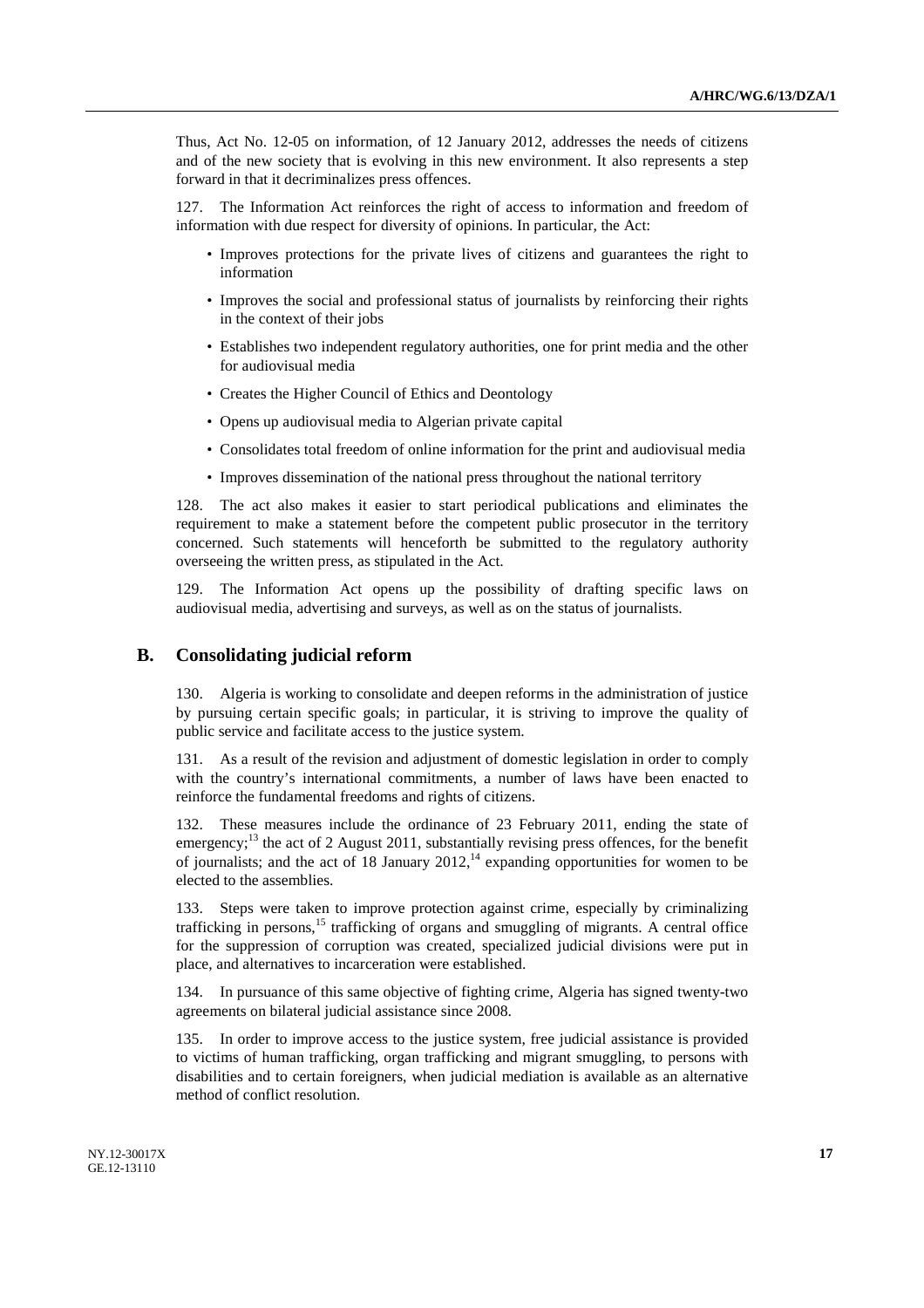Thus, Act No. 12-05 on information, of 12 January 2012, addresses the needs of citizens and of the new society that is evolving in this new environment. It also represents a step forward in that it decriminalizes press offences.

127. The Information Act reinforces the right of access to information and freedom of information with due respect for diversity of opinions. In particular, the Act:

- Improves protections for the private lives of citizens and guarantees the right to information
- Improves the social and professional status of journalists by reinforcing their rights in the context of their jobs
- Establishes two independent regulatory authorities, one for print media and the other for audiovisual media
- Creates the Higher Council of Ethics and Deontology
- Opens up audiovisual media to Algerian private capital
- Consolidates total freedom of online information for the print and audiovisual media
- Improves dissemination of the national press throughout the national territory

128. The act also makes it easier to start periodical publications and eliminates the requirement to make a statement before the competent public prosecutor in the territory concerned. Such statements will henceforth be submitted to the regulatory authority overseeing the written press, as stipulated in the Act.

129. The Information Act opens up the possibility of drafting specific laws on audiovisual media, advertising and surveys, as well as on the status of journalists.

## B. Consolidating judicial reform

130. Algeria is working to consolidate and deepen reforms in the administration of justice by pursuing certain specific goals; in particular, it is striving to improve the quality of public service and facilitate access to the justice system.

131. As a result of the revision and adjustment of domestic legislation in order to comply with the country's international commitments, a number of laws have been enacted to reinforce the fundamental freedoms and rights of citizens.

132. These measures include the ordinance of 23 February 2011, ending the state of emergency;[13] the act of 2 August 2011, substantially revising press offences, for the benefit of journalists; and the act of 18 January 2012,[14] expanding opportunities for women to be elected to the assemblies.

133. Steps were taken to improve protection against crime, especially by criminalizing trafficking in persons,[15] trafficking of organs and smuggling of migrants. A central office for the suppression of corruption was created, specialized judicial divisions were put in place, and alternatives to incarceration were established.

134. In pursuance of this same objective of fighting crime, Algeria has signed twenty-two agreements on bilateral judicial assistance since 2008.

135. In order to improve access to the justice system, free judicial assistance is provided to victims of human trafficking, organ trafficking and migrant smuggling, to persons with disabilities and to certain foreigners, when judicial mediation is available as an alternative method of conflict resolution.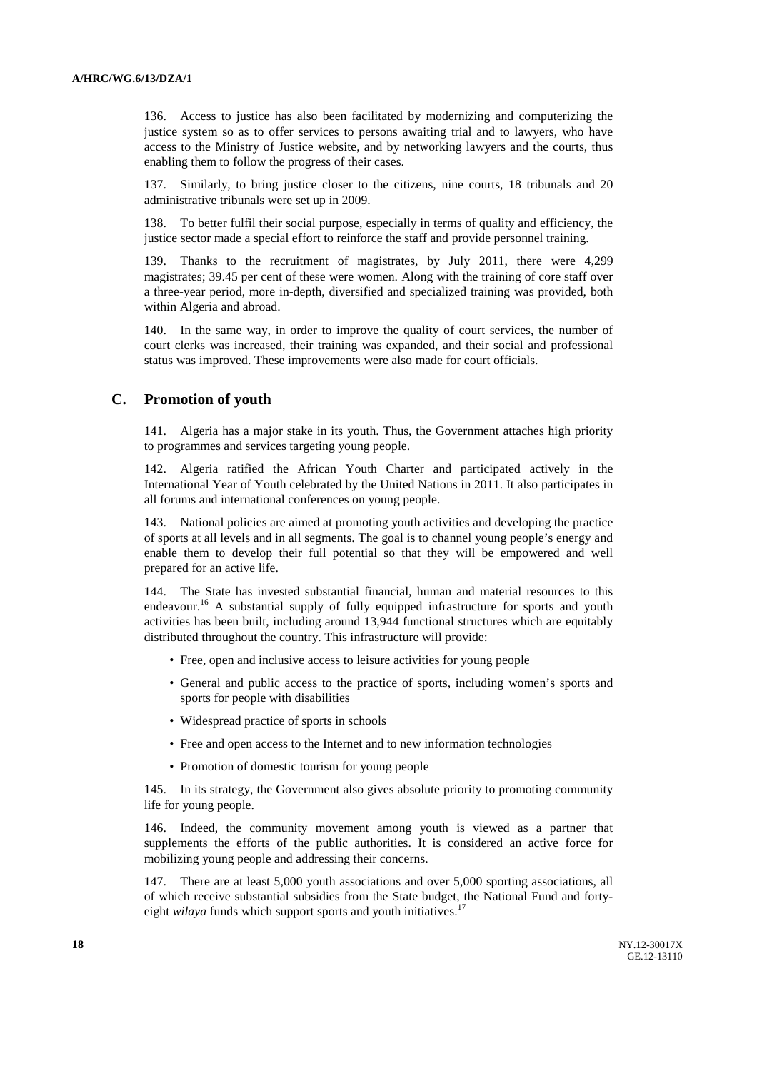136. Access to justice has also been facilitated by modernizing and computerizing the justice system so as to offer services to persons awaiting trial and to lawyers, who have access to the Ministry of Justice website, and by networking lawyers and the courts, thus enabling them to follow the progress of their cases.

137. Similarly, to bring justice closer to the citizens, nine courts, 18 tribunals and 20 administrative tribunals were set up in 2009.

138. To better fulfil their social purpose, especially in terms of quality and efficiency, the justice sector made a special effort to reinforce the staff and provide personnel training.

139. Thanks to the recruitment of magistrates, by July 2011, there were 4,299 magistrates; 39.45 per cent of these were women. Along with the training of core staff over a three-year period, more in-depth, diversified and specialized training was provided, both within Algeria and abroad.

140. In the same way, in order to improve the quality of court services, the number of court clerks was increased, their training was expanded, and their social and professional status was improved. These improvements were also made for court officials.

## C. Promotion of youth

141. Algeria has a major stake in its youth. Thus, the Government attaches high priority to programmes and services targeting young people.

142. Algeria ratified the African Youth Charter and participated actively in the International Year of Youth celebrated by the United Nations in 2011. It also participates in all forums and international conferences on young people.

143. National policies are aimed at promoting youth activities and developing the practice of sports at all levels and in all segments. The goal is to channel young people's energy and enable them to develop their full potential so that they will be empowered and well prepared for an active life.

144. The State has invested substantial financial, human and material resources to this endeavour.[16] A substantial supply of fully equipped infrastructure for sports and youth activities has been built, including around 13,944 functional structures which are equitably distributed throughout the country. This infrastructure will provide:

- Free, open and inclusive access to leisure activities for young people
- General and public access to the practice of sports, including women's sports and sports for people with disabilities
- Widespread practice of sports in schools
- Free and open access to the Internet and to new information technologies
- Promotion of domestic tourism for young people

145. In its strategy, the Government also gives absolute priority to promoting community life for young people.

146. Indeed, the community movement among youth is viewed as a partner that supplements the efforts of the public authorities. It is considered an active force for mobilizing young people and addressing their concerns.

147. There are at least 5,000 youth associations and over 5,000 sporting associations, all of which receive substantial subsidies from the State budget, the National Fund and forty-eight *wilaya* funds which support sports and youth initiatives.[17]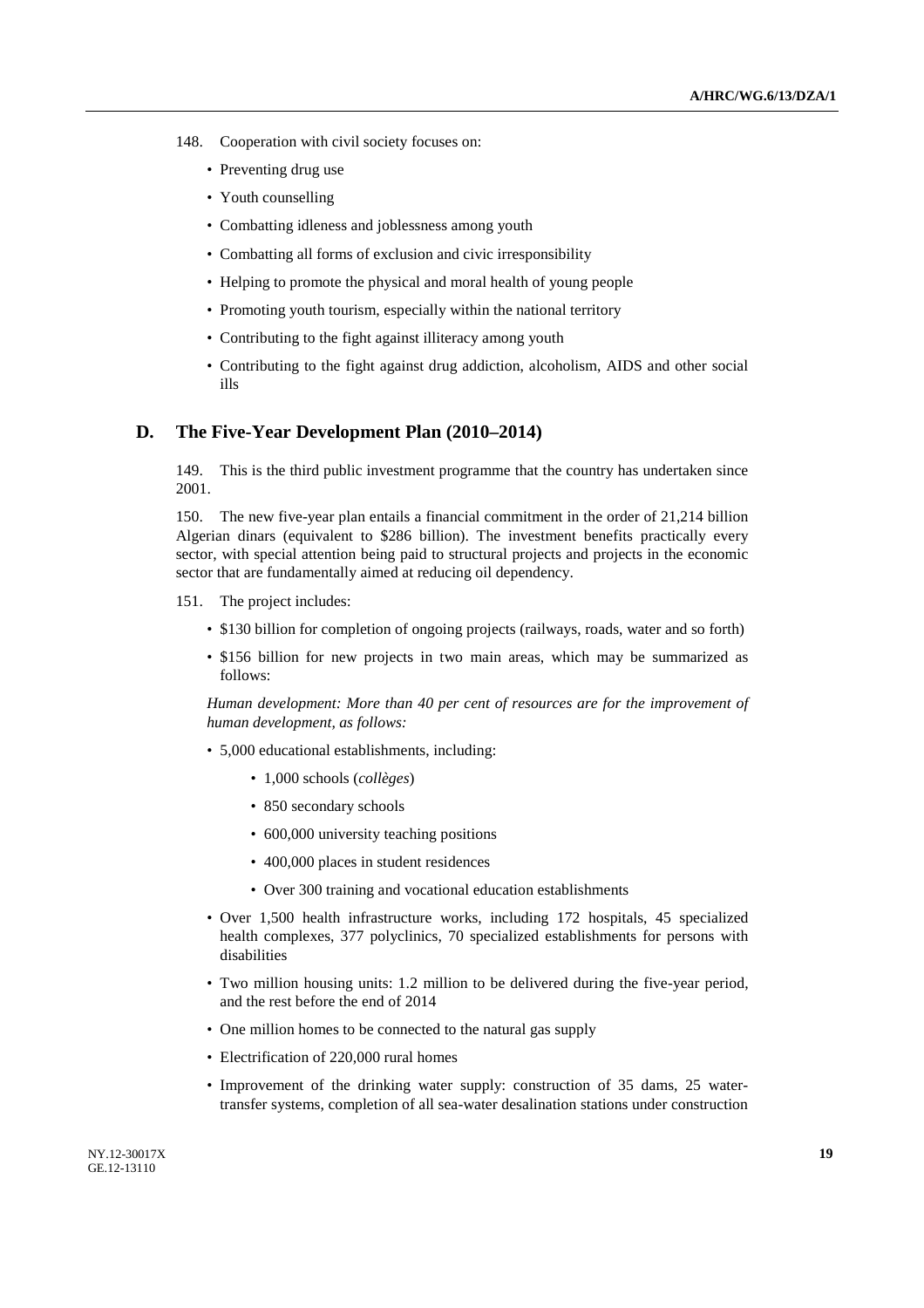148. Cooperation with civil society focuses on:

- Preventing drug use
- Youth counselling
- Combatting idleness and joblessness among youth
- Combatting all forms of exclusion and civic irresponsibility
- Helping to promote the physical and moral health of young people
- Promoting youth tourism, especially within the national territory
- Contributing to the fight against illiteracy among youth
- Contributing to the fight against drug addiction, alcoholism, AIDS and other social ills

## D. The Five-Year Development Plan (2010–2014)

149. This is the third public investment programme that the country has undertaken since 2001.

150. The new five-year plan entails a financial commitment in the order of 21,214 billion Algerian dinars (equivalent to $286 billion). The investment benefits practically every sector, with special attention being paid to structural projects and projects in the economic sector that are fundamentally aimed at reducing oil dependency.

151. The project includes:

- $130 billion for completion of ongoing projects (railways, roads, water and so forth)
- $156 billion for new projects in two main areas, which may be summarized as follows:

*Human development: More than 40 per cent of resources are for the improvement of human development, as follows:*

- 5,000 educational establishments, including:
  - 1,000 schools (*collèges*)
  - 850 secondary schools
  - 600,000 university teaching positions
  - 400,000 places in student residences
  - Over 300 training and vocational education establishments
- Over 1,500 health infrastructure works, including 172 hospitals, 45 specialized health complexes, 377 polyclinics, 70 specialized establishments for persons with disabilities
- Two million housing units: 1.2 million to be delivered during the five-year period, and the rest before the end of 2014
- One million homes to be connected to the natural gas supply
- Electrification of 220,000 rural homes
- Improvement of the drinking water supply: construction of 35 dams, 25 water-transfer systems, completion of all sea-water desalination stations under construction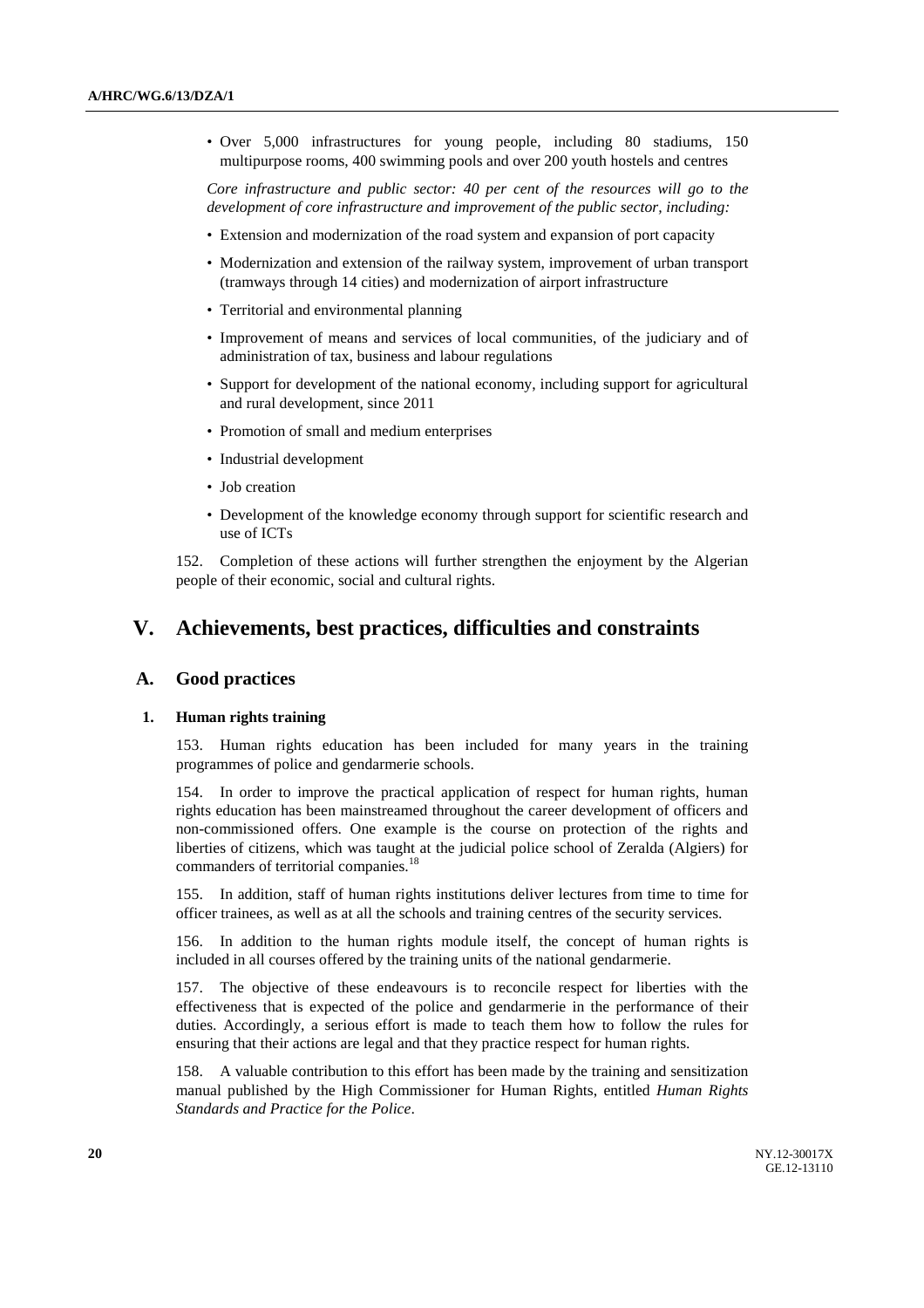- Over 5,000 infrastructures for young people, including 80 stadiums, 150 multipurpose rooms, 400 swimming pools and over 200 youth hostels and centres

*Core infrastructure and public sector: 40 per cent of the resources will go to the development of core infrastructure and improvement of the public sector, including:*

- Extension and modernization of the road system and expansion of port capacity
- Modernization and extension of the railway system, improvement of urban transport (tramways through 14 cities) and modernization of airport infrastructure
- Territorial and environmental planning
- Improvement of means and services of local communities, of the judiciary and of administration of tax, business and labour regulations
- Support for development of the national economy, including support for agricultural and rural development, since 2011
- Promotion of small and medium enterprises
- Industrial development
- Job creation
- Development of the knowledge economy through support for scientific research and use of ICTs

152. Completion of these actions will further strengthen the enjoyment by the Algerian people of their economic, social and cultural rights.

# V. Achievements, best practices, difficulties and constraints

## A. Good practices

### 1. Human rights training

153. Human rights education has been included for many years in the training programmes of police and gendarmerie schools.

154. In order to improve the practical application of respect for human rights, human rights education has been mainstreamed throughout the career development of officers and non-commissioned offers. One example is the course on protection of the rights and liberties of citizens, which was taught at the judicial police school of Zeralda (Algiers) for commanders of territorial companies.[18]

155. In addition, staff of human rights institutions deliver lectures from time to time for officer trainees, as well as at all the schools and training centres of the security services.

156. In addition to the human rights module itself, the concept of human rights is included in all courses offered by the training units of the national gendarmerie.

157. The objective of these endeavours is to reconcile respect for liberties with the effectiveness that is expected of the police and gendarmerie in the performance of their duties. Accordingly, a serious effort is made to teach them how to follow the rules for ensuring that their actions are legal and that they practice respect for human rights.

158. A valuable contribution to this effort has been made by the training and sensitization manual published by the High Commissioner for Human Rights, entitled *Human Rights Standards and Practice for the Police*.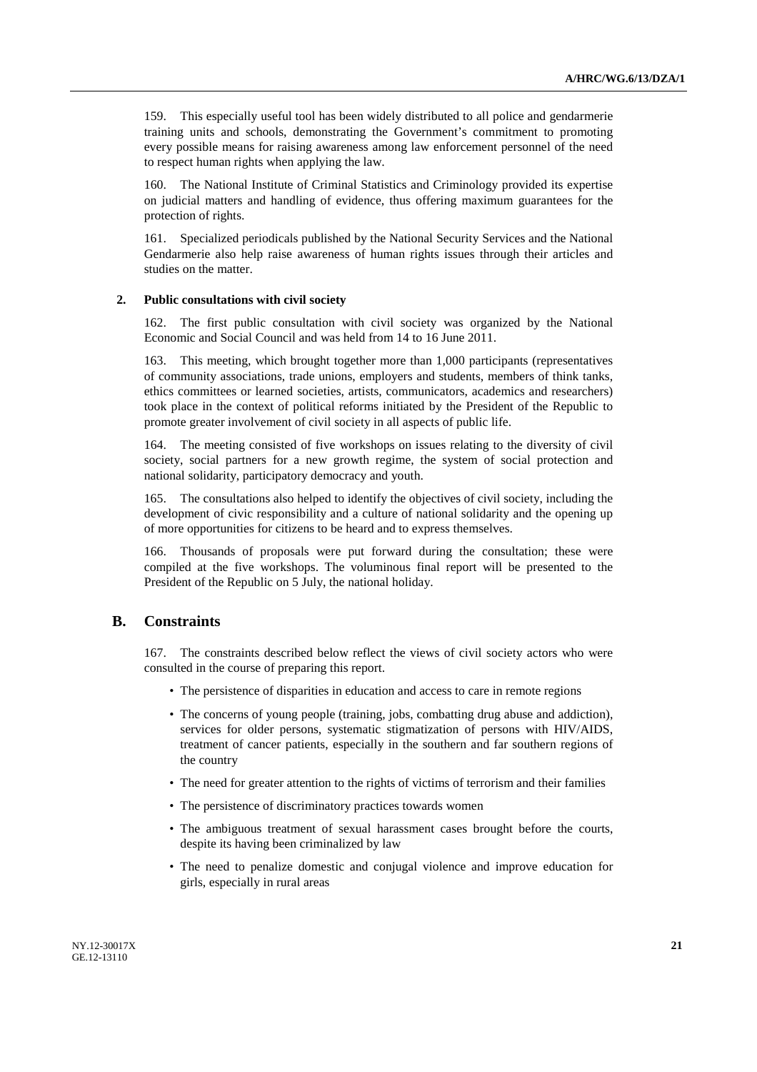159. This especially useful tool has been widely distributed to all police and gendarmerie training units and schools, demonstrating the Government's commitment to promoting every possible means for raising awareness among law enforcement personnel of the need to respect human rights when applying the law.

160. The National Institute of Criminal Statistics and Criminology provided its expertise on judicial matters and handling of evidence, thus offering maximum guarantees for the protection of rights.

161. Specialized periodicals published by the National Security Services and the National Gendarmerie also help raise awareness of human rights issues through their articles and studies on the matter.

### 2. Public consultations with civil society

162. The first public consultation with civil society was organized by the National Economic and Social Council and was held from 14 to 16 June 2011.

163. This meeting, which brought together more than 1,000 participants (representatives of community associations, trade unions, employers and students, members of think tanks, ethics committees or learned societies, artists, communicators, academics and researchers) took place in the context of political reforms initiated by the President of the Republic to promote greater involvement of civil society in all aspects of public life.

164. The meeting consisted of five workshops on issues relating to the diversity of civil society, social partners for a new growth regime, the system of social protection and national solidarity, participatory democracy and youth.

165. The consultations also helped to identify the objectives of civil society, including the development of civic responsibility and a culture of national solidarity and the opening up of more opportunities for citizens to be heard and to express themselves.

166. Thousands of proposals were put forward during the consultation; these were compiled at the five workshops. The voluminous final report will be presented to the President of the Republic on 5 July, the national holiday.

## B. Constraints

167. The constraints described below reflect the views of civil society actors who were consulted in the course of preparing this report.

- The persistence of disparities in education and access to care in remote regions
- The concerns of young people (training, jobs, combatting drug abuse and addiction), services for older persons, systematic stigmatization of persons with HIV/AIDS, treatment of cancer patients, especially in the southern and far southern regions of the country
- The need for greater attention to the rights of victims of terrorism and their families
- The persistence of discriminatory practices towards women
- The ambiguous treatment of sexual harassment cases brought before the courts, despite its having been criminalized by law
- The need to penalize domestic and conjugal violence and improve education for girls, especially in rural areas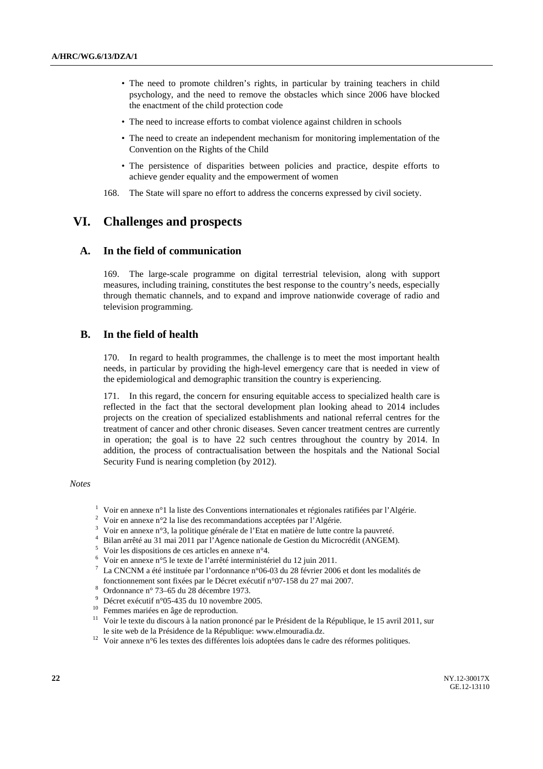- The need to promote children's rights, in particular by training teachers in child psychology, and the need to remove the obstacles which since 2006 have blocked the enactment of the child protection code
- The need to increase efforts to combat violence against children in schools
- The need to create an independent mechanism for monitoring implementation of the Convention on the Rights of the Child
- The persistence of disparities between policies and practice, despite efforts to achieve gender equality and the empowerment of women

168. The State will spare no effort to address the concerns expressed by civil society.

# VI. Challenges and prospects

## A. In the field of communication

169. The large-scale programme on digital terrestrial television, along with support measures, including training, constitutes the best response to the country's needs, especially through thematic channels, and to expand and improve nationwide coverage of radio and television programming.

## B. In the field of health

170. In regard to health programmes, the challenge is to meet the most important health needs, in particular by providing the high-level emergency care that is needed in view of the epidemiological and demographic transition the country is experiencing.

171. In this regard, the concern for ensuring equitable access to specialized health care is reflected in the fact that the sectoral development plan looking ahead to 2014 includes projects on the creation of specialized establishments and national referral centres for the treatment of cancer and other chronic diseases. Seven cancer treatment centres are currently in operation; the goal is to have 22 such centres throughout the country by 2014. In addition, the process of contractualisation between the hospitals and the National Social Security Fund is nearing completion (by 2012).

*Notes*

[1] Voir en annexe n°1 la liste des Conventions internationales et régionales ratifiées par l'Algérie.

[2] Voir en annexe n°2 la lise des recommandations acceptées par l'Algérie.

[3] Voir en annexe n°3, la politique générale de l'Etat en matière de lutte contre la pauvreté.

[4] Bilan arrêté au 31 mai 2011 par l'Agence nationale de Gestion du Microcrédit (ANGEM).

[5] Voir les dispositions de ces articles en annexe n°4.

[6] Voir en annexe n°5 le texte de l'arrêté interministériel du 12 juin 2011.

[7] La CNCNM a été instituée par l'ordonnance n°06-03 du 28 février 2006 et dont les modalités de fonctionnement sont fixées par le Décret exécutif n°07-158 du 27 mai 2007.

[8] Ordonnance n° 73–65 du 28 décembre 1973.

[9] Décret exécutif n°05-435 du 10 novembre 2005.

[10] Femmes mariées en âge de reproduction.

[11] Voir le texte du discours à la nation prononcé par le Président de la République, le 15 avril 2011, sur le site web de la Présidence de la République: www.elmouradia.dz.

[12] Voir annexe n°6 les textes des différentes lois adoptées dans le cadre des réformes politiques.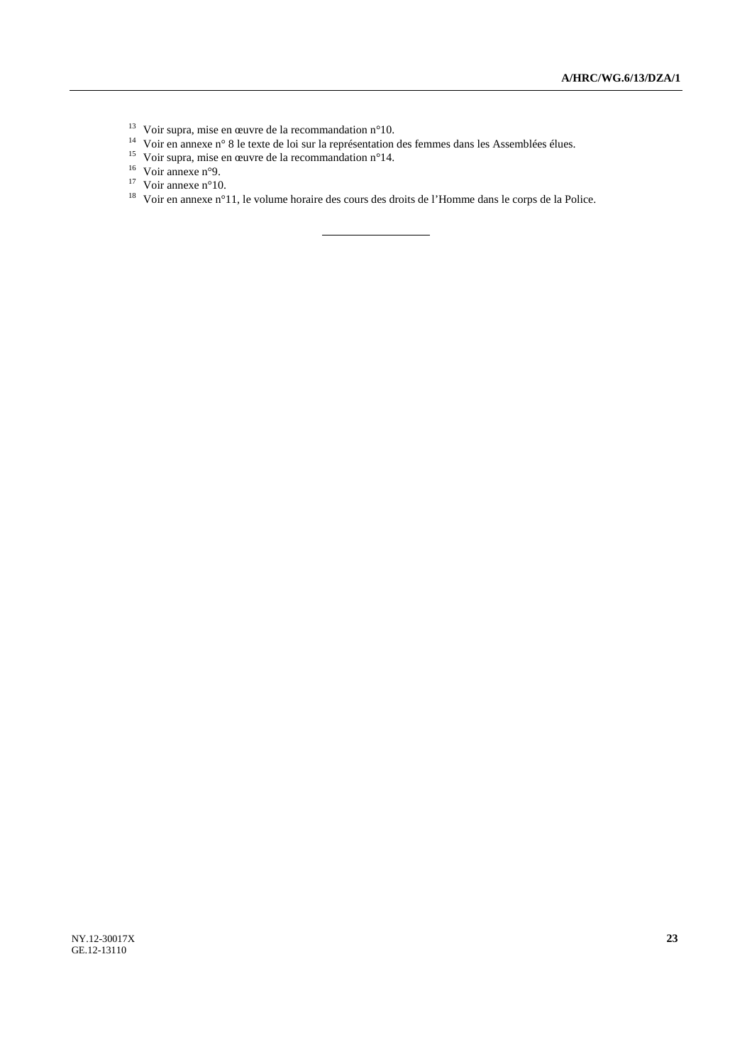[13] Voir supra, mise en œuvre de la recommandation n°10.

[14] Voir en annexe n° 8 le texte de loi sur la représentation des femmes dans les Assemblées élues.

[15] Voir supra, mise en œuvre de la recommandation n°14.

[16] Voir annexe n°9.

[17] Voir annexe n°10.

[18] Voir en annexe n°11, le volume horaire des cours des droits de l'Homme dans le corps de la Police.